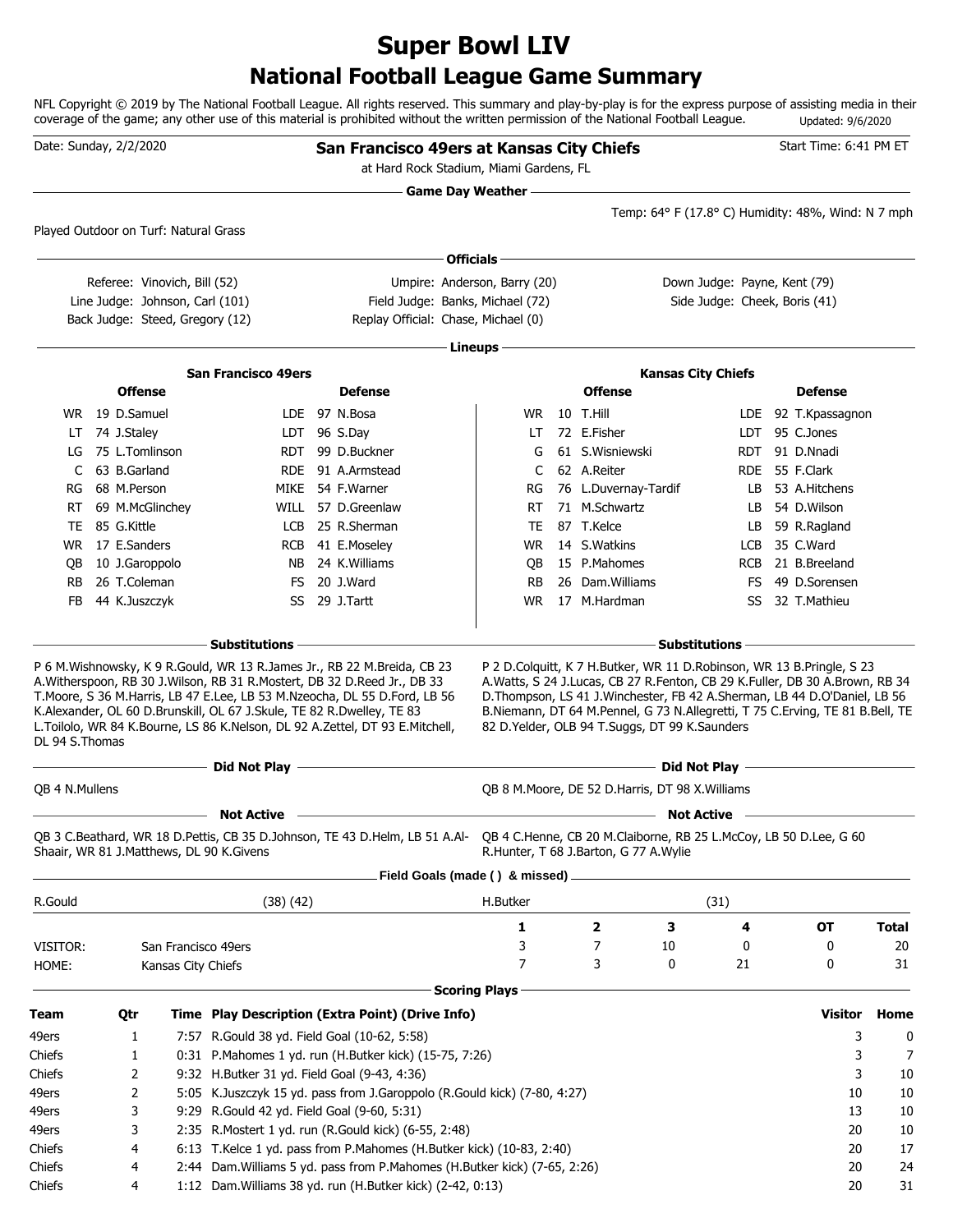# Super Bowl LIV

## National Football League Game Summary

NFL Copyright © 2019 by The National Football League. All rights reserved. This summary and play-by-play is for the express purpose of assisting media in their coverage of the game; any other use of this material is prohibited without the written permission of the National Football League. Updated: 9/6/2020

Date: Sunday, 2/2/2020

**San Francisco 49ers at Kansas City Chiefs**

at Hard Rock Stadium, Miami Gardens, FL

Start Time: 6:41 PM ET

### Game Day Weather

Temp: 64° F (17.8° C) Humidity: 48%, Wind: N 7 mph

Played Outdoor on Turf: Natural Grass

### Officials

| | | |
|---|---|---|
| Referee: Vinovich, Bill (52) | Umpire: Anderson, Barry (20) | Down Judge: Payne, Kent (79) |
| Line Judge: Johnson, Carl (101) | Field Judge: Banks, Michael (72) | Side Judge: Cheek, Boris (41) |
| Back Judge: Steed, Gregory (12) | Replay Official: Chase, Michael (0) | |

### Lineups

**San Francisco 49ers**

| Offense | | | Defense | | |
|---|---|---|---|---|---|
| WR | 19 | D.Samuel | LDE | 97 | N.Bosa |
| LT | 74 | J.Staley | LDT | 96 | S.Day |
| LG | 75 | L.Tomlinson | RDT | 99 | D.Buckner |
| C | 63 | B.Garland | RDE | 91 | A.Armstead |
| RG | 68 | M.Person | MIKE | 54 | F.Warner |
| RT | 69 | M.McGlinchey | WILL | 57 | D.Greenlaw |
| TE | 85 | G.Kittle | LCB | 25 | R.Sherman |
| WR | 17 | E.Sanders | RCB | 41 | E.Moseley |
| QB | 10 | J.Garoppolo | NB | 24 | K.Williams |
| RB | 26 | T.Coleman | FS | 20 | J.Ward |
| FB | 44 | K.Juszczyk | SS | 29 | J.Tartt |

**Kansas City Chiefs**

| Offense | | | Defense | | |
|---|---|---|---|---|---|
| WR | 10 | T.Hill | LDE | 92 | T.Kpassagnon |
| LT | 72 | E.Fisher | LDT | 95 | C.Jones |
| G | 61 | S.Wisniewski | RDT | 91 | D.Nnadi |
| C | 62 | A.Reiter | RDE | 55 | F.Clark |
| RG | 76 | L.Duvernay-Tardif | LB | 53 | A.Hitchens |
| RT | 71 | M.Schwartz | LB | 54 | D.Wilson |
| TE | 87 | T.Kelce | LB | 59 | R.Ragland |
| WR | 14 | S.Watkins | LCB | 35 | C.Ward |
| QB | 15 | P.Mahomes | RCB | 21 | B.Breeland |
| RB | 26 | Dam.Williams | FS | 49 | D.Sorensen |
| WR | 17 | M.Hardman | SS | 32 | T.Mathieu |

### Substitutions

**San Francisco 49ers:** P 6 M.Wishnowsky, K 9 R.Gould, WR 13 R.James Jr., RB 22 M.Breida, CB 23 A.Witherspoon, RB 30 J.Wilson, RB 31 R.Mostert, DB 32 D.Reed Jr., DB 33 T.Moore, S 36 M.Harris, LB 47 E.Lee, LB 53 M.Nzeocha, DL 55 D.Ford, LB 56 K.Alexander, OL 60 D.Brunskill, OL 67 J.Skule, TE 82 R.Dwelley, TE 83 L.Toilolo, WR 84 K.Bourne, LS 86 K.Nelson, DL 92 A.Zettel, DT 93 E.Mitchell, DL 94 S.Thomas

**Kansas City Chiefs:** P 2 D.Colquitt, K 7 H.Butker, WR 11 D.Robinson, WR 13 B.Pringle, S 23 A.Watts, S 24 J.Lucas, CB 27 R.Fenton, CB 29 K.Fuller, DB 30 A.Brown, RB 34 D.Thompson, LS 41 J.Winchester, FB 42 A.Sherman, LB 44 D.O'Daniel, LB 56 B.Niemann, DT 64 M.Pennel, G 73 N.Allegretti, T 75 C.Erving, TE 81 B.Bell, TE 82 D.Yelder, OLB 94 T.Suggs, DT 99 K.Saunders

### Did Not Play

**San Francisco 49ers:** QB 4 N.Mullens

**Kansas City Chiefs:** QB 8 M.Moore, DE 52 D.Harris, DT 98 X.Williams

### Not Active

**San Francisco 49ers:** QB 3 C.Beathard, WR 18 D.Pettis, CB 35 D.Johnson, TE 43 D.Helm, LB 51 A.Al-Shaair, WR 81 J.Matthews, DL 90 K.Givens

**Kansas City Chiefs:** QB 4 C.Henne, CB 20 M.Claiborne, RB 25 L.McCoy, LB 50 D.Lee, G 60 R.Hunter, T 68 J.Barton, G 77 A.Wylie

### Field Goals (made ( ) & missed)

| | | | |
|---|---|---|---|
| R.Gould | (38) (42) | H.Butker | (31) |

| | | 1 | 2 | 3 | 4 | OT | Total |
|---|---|---|---|---|---|---|---|
| VISITOR: | San Francisco 49ers | 3 | 7 | 10 | 0 | 0 | 20 |
| HOME: | Kansas City Chiefs | 7 | 3 | 0 | 21 | 0 | 31 |

### Scoring Plays

| Team | Qtr | Time | Play Description (Extra Point) (Drive Info) | Visitor | Home |
|---|---|---|---|---|---|
| 49ers | 1 | 7:57 | R.Gould 38 yd. Field Goal (10-62, 5:58) | 3 | 0 |
| Chiefs | 1 | 0:31 | P.Mahomes 1 yd. run (H.Butker kick) (15-75, 7:26) | 3 | 7 |
| Chiefs | 2 | 9:32 | H.Butker 31 yd. Field Goal (9-43, 4:36) | 3 | 10 |
| 49ers | 2 | 5:05 | K.Juszczyk 15 yd. pass from J.Garoppolo (R.Gould kick) (7-80, 4:27) | 10 | 10 |
| 49ers | 3 | 9:29 | R.Gould 42 yd. Field Goal (9-60, 5:31) | 13 | 10 |
| 49ers | 3 | 2:35 | R.Mostert 1 yd. run (R.Gould kick) (6-55, 2:48) | 20 | 10 |
| Chiefs | 4 | 6:13 | T.Kelce 1 yd. pass from P.Mahomes (H.Butker kick) (10-83, 2:40) | 20 | 17 |
| Chiefs | 4 | 2:44 | Dam.Williams 5 yd. pass from P.Mahomes (H.Butker kick) (7-65, 2:26) | 20 | 24 |
| Chiefs | 4 | 1:12 | Dam.Williams 38 yd. run (H.Butker kick) (2-42, 0:13) | 20 | 31 |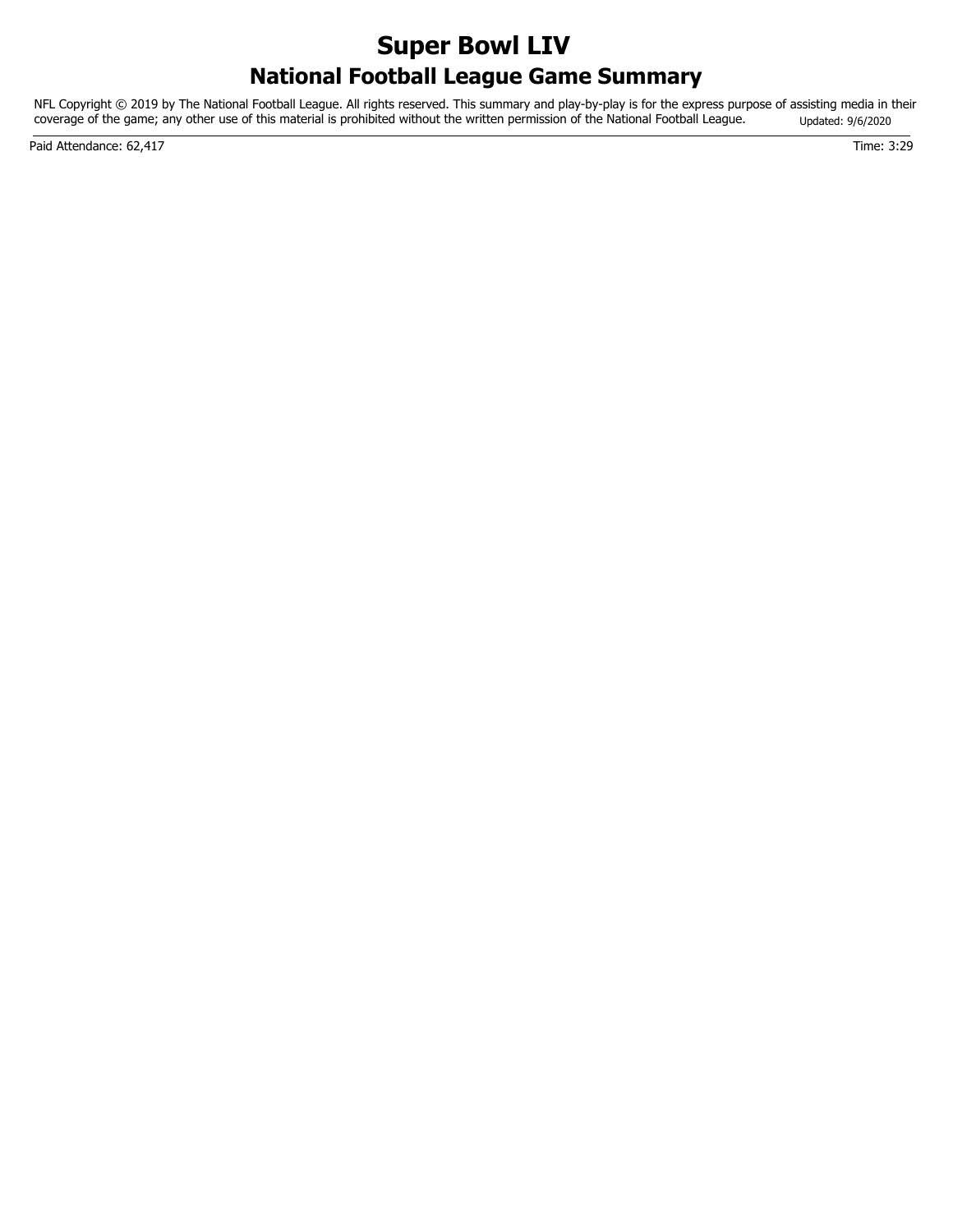# Super Bowl LIV

## National Football League Game Summary

NFL Copyright © 2019 by The National Football League. All rights reserved. This summary and play-by-play is for the express purpose of assisting media in their coverage of the game; any other use of this material is prohibited without the written permission of the National Football League. Updated: 9/6/2020

Paid Attendance: 62,417

Time: 3:29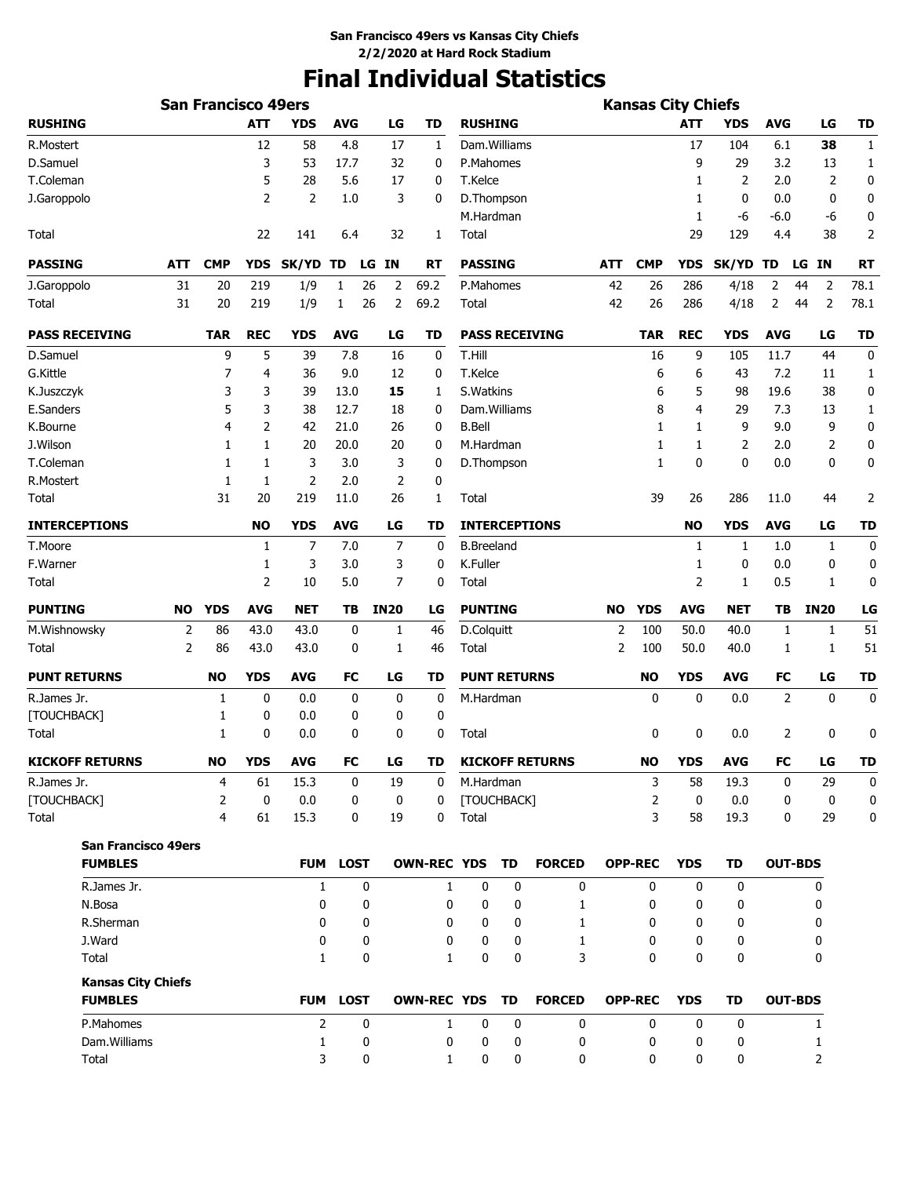**San Francisco 49ers vs Kansas City Chiefs**
**2/2/2020 at Hard Rock Stadium**

# Final Individual Statistics

## San Francisco 49ers

| RUSHING | ATT | YDS | AVG | LG | TD |
|---|---|---|---|---|---|
| R.Mostert | 12 | 58 | 4.8 | 17 | 1 |
| D.Samuel | 3 | 53 | 17.7 | 32 | 0 |
| T.Coleman | 5 | 28 | 5.6 | 17 | 0 |
| J.Garoppolo | 2 | 2 | 1.0 | 3 | 0 |
| Total | 22 | 141 | 6.4 | 32 | 1 |

| PASSING | ATT | CMP | YDS | SK/YD | TD | LG | IN | RT |
|---|---|---|---|---|---|---|---|---|
| J.Garoppolo | 31 | 20 | 219 | 1/9 | 1 | 26 | 2 | 69.2 |
| Total | 31 | 20 | 219 | 1/9 | 1 | 26 | 2 | 69.2 |

| PASS RECEIVING | TAR | REC | YDS | AVG | LG | TD |
|---|---|---|---|---|---|---|
| D.Samuel | 9 | 5 | 39 | 7.8 | 16 | 0 |
| G.Kittle | 7 | 4 | 36 | 9.0 | 12 | 0 |
| K.Juszczyk | 3 | 3 | 39 | 13.0 | **15** | 1 |
| E.Sanders | 5 | 3 | 38 | 12.7 | 18 | 0 |
| K.Bourne | 4 | 2 | 42 | 21.0 | 26 | 0 |
| J.Wilson | 1 | 1 | 20 | 20.0 | 20 | 0 |
| T.Coleman | 1 | 1 | 3 | 3.0 | 3 | 0 |
| R.Mostert | 1 | 1 | 2 | 2.0 | 2 | 0 |
| Total | 31 | 20 | 219 | 11.0 | 26 | 1 |

| INTERCEPTIONS | NO | YDS | AVG | LG | TD |
|---|---|---|---|---|---|
| T.Moore | 1 | 7 | 7.0 | 7 | 0 |
| F.Warner | 1 | 3 | 3.0 | 3 | 0 |
| Total | 2 | 10 | 5.0 | 7 | 0 |

| PUNTING | NO | YDS | AVG | NET | TB | IN20 | LG |
|---|---|---|---|---|---|---|---|
| M.Wishnowsky | 2 | 86 | 43.0 | 43.0 | 0 | 1 | 46 |
| Total | 2 | 86 | 43.0 | 43.0 | 0 | 1 | 46 |

| PUNT RETURNS | NO | YDS | AVG | FC | LG | TD |
|---|---|---|---|---|---|---|
| R.James Jr. | 1 | 0 | 0.0 | 0 | 0 | 0 |
| [TOUCHBACK] | 1 | 0 | 0.0 | 0 | 0 | 0 |
| Total | 1 | 0 | 0.0 | 0 | 0 | 0 |

| KICKOFF RETURNS | NO | YDS | AVG | FC | LG | TD |
|---|---|---|---|---|---|---|
| R.James Jr. | 4 | 61 | 15.3 | 0 | 19 | 0 |
| [TOUCHBACK] | 2 | 0 | 0.0 | 0 | 0 | 0 |
| Total | 4 | 61 | 15.3 | 0 | 19 | 0 |

## Kansas City Chiefs

| RUSHING | ATT | YDS | AVG | LG | TD |
|---|---|---|---|---|---|
| Dam.Williams | 17 | 104 | 6.1 | **38** | 1 |
| P.Mahomes | 9 | 29 | 3.2 | 13 | 1 |
| T.Kelce | 1 | 2 | 2.0 | 2 | 0 |
| D.Thompson | 1 | 0 | 0.0 | 0 | 0 |
| M.Hardman | 1 | -6 | -6.0 | -6 | 0 |
| Total | 29 | 129 | 4.4 | 38 | 2 |

| PASSING | ATT | CMP | YDS | SK/YD | TD | LG | IN | RT |
|---|---|---|---|---|---|---|---|---|
| P.Mahomes | 42 | 26 | 286 | 4/18 | 2 | 44 | 2 | 78.1 |
| Total | 42 | 26 | 286 | 4/18 | 2 | 44 | 2 | 78.1 |

| PASS RECEIVING | TAR | REC | YDS | AVG | LG | TD |
|---|---|---|---|---|---|---|
| T.Hill | 16 | 9 | 105 | 11.7 | 44 | 0 |
| T.Kelce | 6 | 6 | 43 | 7.2 | 11 | 1 |
| S.Watkins | 6 | 5 | 98 | 19.6 | 38 | 0 |
| Dam.Williams | 8 | 4 | 29 | 7.3 | 13 | 1 |
| B.Bell | 1 | 1 | 9 | 9.0 | 9 | 0 |
| M.Hardman | 1 | 1 | 2 | 2.0 | 2 | 0 |
| D.Thompson | 1 | 0 | 0 | 0.0 | 0 | 0 |
| Total | 39 | 26 | 286 | 11.0 | 44 | 2 |

| INTERCEPTIONS | NO | YDS | AVG | LG | TD |
|---|---|---|---|---|---|
| B.Breeland | 1 | 1 | 1.0 | 1 | 0 |
| K.Fuller | 1 | 0 | 0.0 | 0 | 0 |
| Total | 2 | 1 | 0.5 | 1 | 0 |

| PUNTING | NO | YDS | AVG | NET | TB | IN20 | LG |
|---|---|---|---|---|---|---|---|
| D.Colquitt | 2 | 100 | 50.0 | 40.0 | 1 | 1 | 51 |
| Total | 2 | 100 | 50.0 | 40.0 | 1 | 1 | 51 |

| PUNT RETURNS | NO | YDS | AVG | FC | LG | TD |
|---|---|---|---|---|---|---|
| M.Hardman | 0 | 0 | 0.0 | 2 | 0 | 0 |
| Total | 0 | 0 | 0.0 | 2 | 0 | 0 |

| KICKOFF RETURNS | NO | YDS | AVG | FC | LG | TD |
|---|---|---|---|---|---|---|
| M.Hardman | 3 | 58 | 19.3 | 0 | 29 | 0 |
| [TOUCHBACK] | 2 | 0 | 0.0 | 0 | 0 | 0 |
| Total | 3 | 58 | 19.3 | 0 | 29 | 0 |

## San Francisco 49ers

| FUMBLES | FUM | LOST | OWN-REC | YDS | TD | FORCED | OPP-REC | YDS | TD | OUT-BDS |
|---|---|---|---|---|---|---|---|---|---|---|
| R.James Jr. | 1 | 0 | 1 | 0 | 0 | 0 | 0 | 0 | 0 | 0 |
| N.Bosa | 0 | 0 | 0 | 0 | 0 | 1 | 0 | 0 | 0 | 0 |
| R.Sherman | 0 | 0 | 0 | 0 | 0 | 1 | 0 | 0 | 0 | 0 |
| J.Ward | 0 | 0 | 0 | 0 | 0 | 1 | 0 | 0 | 0 | 0 |
| Total | 1 | 0 | 1 | 0 | 0 | 3 | 0 | 0 | 0 | 0 |

## Kansas City Chiefs

| FUMBLES | FUM | LOST | OWN-REC | YDS | TD | FORCED | OPP-REC | YDS | TD | OUT-BDS |
|---|---|---|---|---|---|---|---|---|---|---|
| P.Mahomes | 2 | 0 | 1 | 0 | 0 | 0 | 0 | 0 | 0 | 1 |
| Dam.Williams | 1 | 0 | 0 | 0 | 0 | 0 | 0 | 0 | 0 | 1 |
| Total | 3 | 0 | 1 | 0 | 0 | 0 | 0 | 0 | 0 | 2 |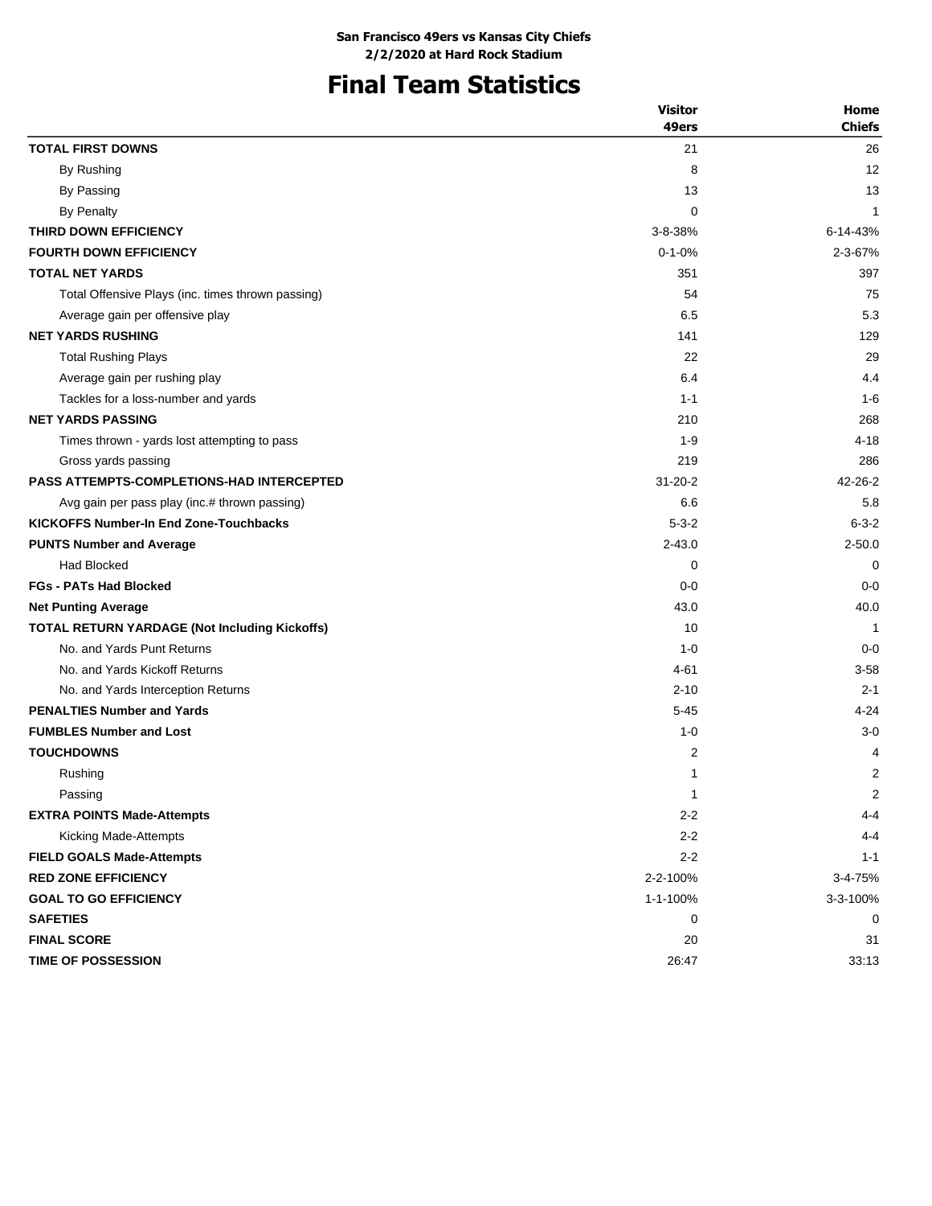**San Francisco 49ers vs Kansas City Chiefs**
**2/2/2020 at Hard Rock Stadium**

# Final Team Statistics

| | Visitor 49ers | Home Chiefs |
|---|---|---|
| **TOTAL FIRST DOWNS** | 21 | 26 |
| By Rushing | 8 | 12 |
| By Passing | 13 | 13 |
| By Penalty | 0 | 1 |
| **THIRD DOWN EFFICIENCY** | 3-8-38% | 6-14-43% |
| **FOURTH DOWN EFFICIENCY** | 0-1-0% | 2-3-67% |
| **TOTAL NET YARDS** | 351 | 397 |
| Total Offensive Plays (inc. times thrown passing) | 54 | 75 |
| Average gain per offensive play | 6.5 | 5.3 |
| **NET YARDS RUSHING** | 141 | 129 |
| Total Rushing Plays | 22 | 29 |
| Average gain per rushing play | 6.4 | 4.4 |
| Tackles for a loss-number and yards | 1-1 | 1-6 |
| **NET YARDS PASSING** | 210 | 268 |
| Times thrown - yards lost attempting to pass | 1-9 | 4-18 |
| Gross yards passing | 219 | 286 |
| **PASS ATTEMPTS-COMPLETIONS-HAD INTERCEPTED** | 31-20-2 | 42-26-2 |
| Avg gain per pass play (inc.# thrown passing) | 6.6 | 5.8 |
| **KICKOFFS Number-In End Zone-Touchbacks** | 5-3-2 | 6-3-2 |
| **PUNTS Number and Average** | 2-43.0 | 2-50.0 |
| Had Blocked | 0 | 0 |
| **FGs - PATs Had Blocked** | 0-0 | 0-0 |
| **Net Punting Average** | 43.0 | 40.0 |
| **TOTAL RETURN YARDAGE (Not Including Kickoffs)** | 10 | 1 |
| No. and Yards Punt Returns | 1-0 | 0-0 |
| No. and Yards Kickoff Returns | 4-61 | 3-58 |
| No. and Yards Interception Returns | 2-10 | 2-1 |
| **PENALTIES Number and Yards** | 5-45 | 4-24 |
| **FUMBLES Number and Lost** | 1-0 | 3-0 |
| **TOUCHDOWNS** | 2 | 4 |
| Rushing | 1 | 2 |
| Passing | 1 | 2 |
| **EXTRA POINTS Made-Attempts** | 2-2 | 4-4 |
| Kicking Made-Attempts | 2-2 | 4-4 |
| **FIELD GOALS Made-Attempts** | 2-2 | 1-1 |
| **RED ZONE EFFICIENCY** | 2-2-100% | 3-4-75% |
| **GOAL TO GO EFFICIENCY** | 1-1-100% | 3-3-100% |
| **SAFETIES** | 0 | 0 |
| **FINAL SCORE** | 20 | 31 |
| **TIME OF POSSESSION** | 26:47 | 33:13 |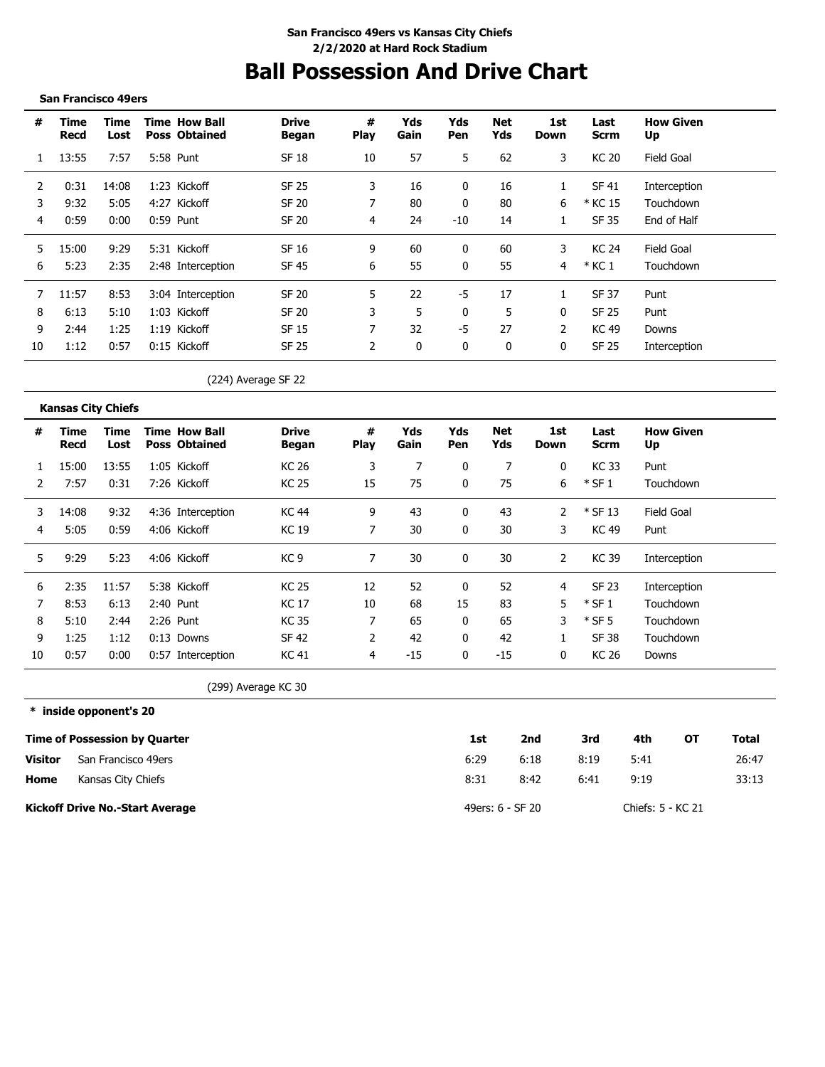San Francisco 49ers vs Kansas City Chiefs
2/2/2020 at Hard Rock Stadium

# Ball Possession And Drive Chart

**San Francisco 49ers**

| # | Time Recd | Time Lost | Time Poss | How Ball Obtained | Drive Began | # Play | Yds Gain | Yds Pen | Net Yds | 1st Down | Last Scrm | How Given Up |
|---|---|---|---|---|---|---|---|---|---|---|---|---|
| 1 | 13:55 | 7:57 | 5:58 | Punt | SF 18 | 10 | 57 | 5 | 62 | 3 | KC 20 | Field Goal |
| 2 | 0:31 | 14:08 | 1:23 | Kickoff | SF 25 | 3 | 16 | 0 | 16 | 1 | SF 41 | Interception |
| 3 | 9:32 | 5:05 | 4:27 | Kickoff | SF 20 | 7 | 80 | 0 | 80 | 6 | * KC 15 | Touchdown |
| 4 | 0:59 | 0:00 | 0:59 | Punt | SF 20 | 4 | 24 | -10 | 14 | 1 | SF 35 | End of Half |
| 5 | 15:00 | 9:29 | 5:31 | Kickoff | SF 16 | 9 | 60 | 0 | 60 | 3 | KC 24 | Field Goal |
| 6 | 5:23 | 2:35 | 2:48 | Interception | SF 45 | 6 | 55 | 0 | 55 | 4 | * KC 1 | Touchdown |
| 7 | 11:57 | 8:53 | 3:04 | Interception | SF 20 | 5 | 22 | -5 | 17 | 1 | SF 37 | Punt |
| 8 | 6:13 | 5:10 | 1:03 | Kickoff | SF 20 | 3 | 5 | 0 | 5 | 0 | SF 25 | Punt |
| 9 | 2:44 | 1:25 | 1:19 | Kickoff | SF 15 | 7 | 32 | -5 | 27 | 2 | KC 49 | Downs |
| 10 | 1:12 | 0:57 | 0:15 | Kickoff | SF 25 | 2 | 0 | 0 | 0 | 0 | SF 25 | Interception |

(224) Average SF 22

**Kansas City Chiefs**

| # | Time Recd | Time Lost | Time Poss | How Ball Obtained | Drive Began | # Play | Yds Gain | Yds Pen | Net Yds | 1st Down | Last Scrm | How Given Up |
|---|---|---|---|---|---|---|---|---|---|---|---|---|
| 1 | 15:00 | 13:55 | 1:05 | Kickoff | KC 26 | 3 | 7 | 0 | 7 | 0 | KC 33 | Punt |
| 2 | 7:57 | 0:31 | 7:26 | Kickoff | KC 25 | 15 | 75 | 0 | 75 | 6 | * SF 1 | Touchdown |
| 3 | 14:08 | 9:32 | 4:36 | Interception | KC 44 | 9 | 43 | 0 | 43 | 2 | * SF 13 | Field Goal |
| 4 | 5:05 | 0:59 | 4:06 | Kickoff | KC 19 | 7 | 30 | 0 | 30 | 3 | KC 49 | Punt |
| 5 | 9:29 | 5:23 | 4:06 | Kickoff | KC 9 | 7 | 30 | 0 | 30 | 2 | KC 39 | Interception |
| 6 | 2:35 | 11:57 | 5:38 | Kickoff | KC 25 | 12 | 52 | 0 | 52 | 4 | SF 23 | Interception |
| 7 | 8:53 | 6:13 | 2:40 | Punt | KC 17 | 10 | 68 | 15 | 83 | 5 | * SF 1 | Touchdown |
| 8 | 5:10 | 2:44 | 2:26 | Punt | KC 35 | 7 | 65 | 0 | 65 | 3 | * SF 5 | Touchdown |
| 9 | 1:25 | 1:12 | 0:13 | Downs | SF 42 | 2 | 42 | 0 | 42 | 1 | SF 38 | Touchdown |
| 10 | 0:57 | 0:00 | 0:57 | Interception | KC 41 | 4 | -15 | 0 | -15 | 0 | KC 26 | Downs |

(299) Average KC 30

**\* inside opponent's 20**

| Time of Possession by Quarter | | 1st | 2nd | 3rd | 4th | OT | Total |
|---|---|---|---|---|---|---|---|
| **Visitor** | San Francisco 49ers | 6:29 | 6:18 | 8:19 | 5:41 | | 26:47 |
| **Home** | Kansas City Chiefs | 8:31 | 8:42 | 6:41 | 9:19 | | 33:13 |

**Kickoff Drive No.-Start Average** — 49ers: 6 - SF 20 — Chiefs: 5 - KC 21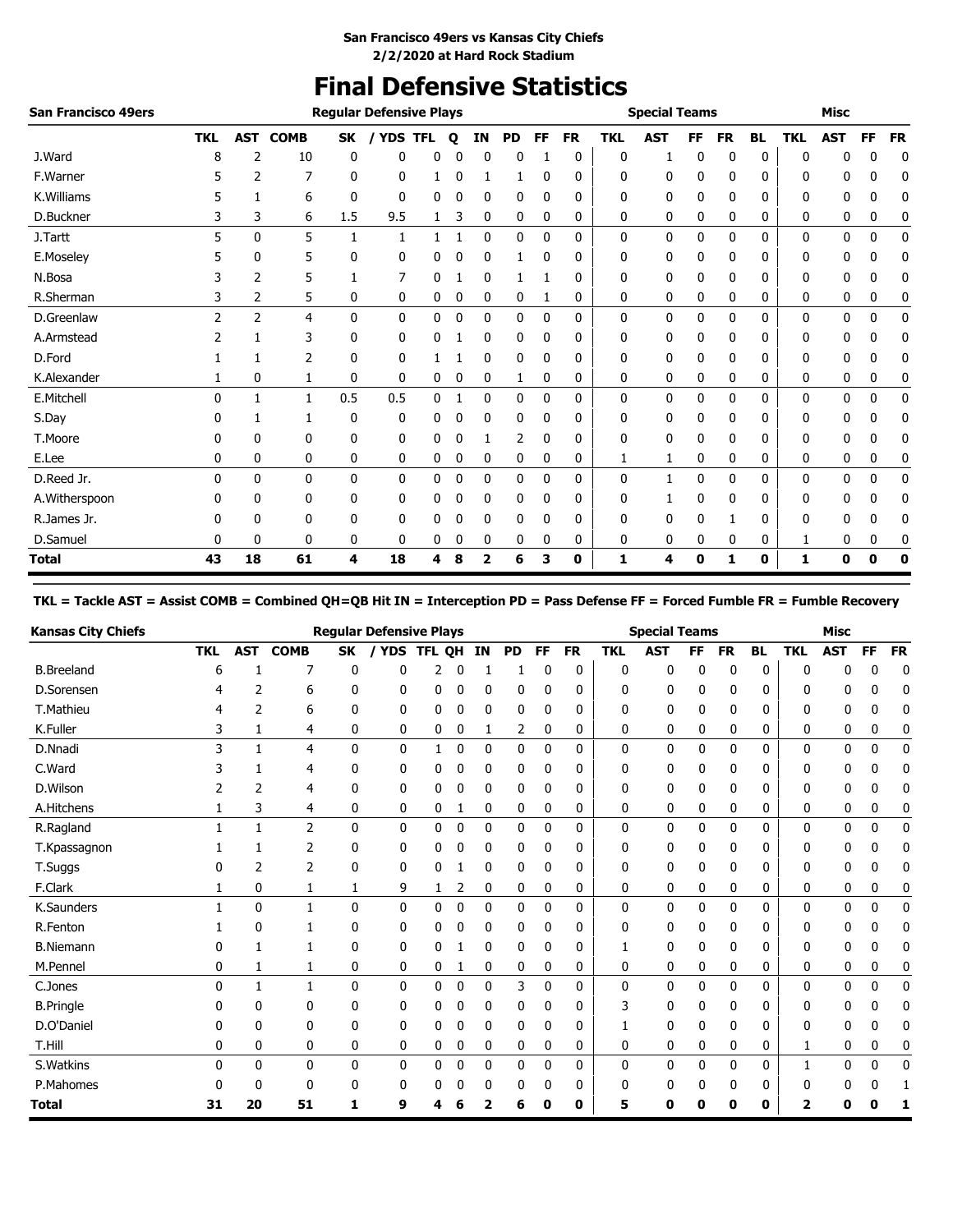**San Francisco 49ers vs Kansas City Chiefs**
**2/2/2020 at Hard Rock Stadium**

# Final Defensive Statistics

| San Francisco 49ers | Regular Defensive Plays | | | | | | | | | | | Special Teams | | | | | Misc | | | |
|---|---|---|---|---|---|---|---|---|---|---|---|---|---|---|---|---|---|---|---|---|
| | TKL | AST | COMB | SK | / YDS | TFL | Q | IN | PD | FF | FR | TKL | AST | FF | FR | BL | TKL | AST | FF | FR |
| J.Ward | 8 | 2 | 10 | 0 | 0 | 0 | 0 | 0 | 0 | 1 | 0 | 0 | 1 | 0 | 0 | 0 | 0 | 0 | 0 | 0 |
| F.Warner | 5 | 2 | 7 | 0 | 0 | 1 | 0 | 1 | 1 | 0 | 0 | 0 | 0 | 0 | 0 | 0 | 0 | 0 | 0 | 0 |
| K.Williams | 5 | 1 | 6 | 0 | 0 | 0 | 0 | 0 | 0 | 0 | 0 | 0 | 0 | 0 | 0 | 0 | 0 | 0 | 0 | 0 |
| D.Buckner | 3 | 3 | 6 | 1.5 | 9.5 | 1 | 3 | 0 | 0 | 0 | 0 | 0 | 0 | 0 | 0 | 0 | 0 | 0 | 0 | 0 |
| J.Tartt | 5 | 0 | 5 | 1 | 1 | 1 | 1 | 0 | 0 | 0 | 0 | 0 | 0 | 0 | 0 | 0 | 0 | 0 | 0 | 0 |
| E.Moseley | 5 | 0 | 5 | 0 | 0 | 0 | 0 | 0 | 1 | 0 | 0 | 0 | 0 | 0 | 0 | 0 | 0 | 0 | 0 | 0 |
| N.Bosa | 3 | 2 | 5 | 1 | 7 | 0 | 1 | 0 | 1 | 1 | 0 | 0 | 0 | 0 | 0 | 0 | 0 | 0 | 0 | 0 |
| R.Sherman | 3 | 2 | 5 | 0 | 0 | 0 | 0 | 0 | 0 | 1 | 0 | 0 | 0 | 0 | 0 | 0 | 0 | 0 | 0 | 0 |
| D.Greenlaw | 2 | 2 | 4 | 0 | 0 | 0 | 0 | 0 | 0 | 0 | 0 | 0 | 0 | 0 | 0 | 0 | 0 | 0 | 0 | 0 |
| A.Armstead | 2 | 1 | 3 | 0 | 0 | 0 | 1 | 0 | 0 | 0 | 0 | 0 | 0 | 0 | 0 | 0 | 0 | 0 | 0 | 0 |
| D.Ford | 1 | 1 | 2 | 0 | 0 | 1 | 1 | 0 | 0 | 0 | 0 | 0 | 0 | 0 | 0 | 0 | 0 | 0 | 0 | 0 |
| K.Alexander | 1 | 0 | 1 | 0 | 0 | 0 | 0 | 0 | 1 | 0 | 0 | 0 | 0 | 0 | 0 | 0 | 0 | 0 | 0 | 0 |
| E.Mitchell | 0 | 1 | 1 | 0.5 | 0.5 | 0 | 1 | 0 | 0 | 0 | 0 | 0 | 0 | 0 | 0 | 0 | 0 | 0 | 0 | 0 |
| S.Day | 0 | 1 | 1 | 0 | 0 | 0 | 0 | 0 | 0 | 0 | 0 | 0 | 0 | 0 | 0 | 0 | 0 | 0 | 0 | 0 |
| T.Moore | 0 | 0 | 0 | 0 | 0 | 0 | 0 | 1 | 2 | 0 | 0 | 0 | 0 | 0 | 0 | 0 | 0 | 0 | 0 | 0 |
| E.Lee | 0 | 0 | 0 | 0 | 0 | 0 | 0 | 0 | 0 | 0 | 0 | 1 | 1 | 0 | 0 | 0 | 0 | 0 | 0 | 0 |
| D.Reed Jr. | 0 | 0 | 0 | 0 | 0 | 0 | 0 | 0 | 0 | 0 | 0 | 0 | 1 | 0 | 0 | 0 | 0 | 0 | 0 | 0 |
| A.Witherspoon | 0 | 0 | 0 | 0 | 0 | 0 | 0 | 0 | 0 | 0 | 0 | 0 | 1 | 0 | 0 | 0 | 0 | 0 | 0 | 0 |
| R.James Jr. | 0 | 0 | 0 | 0 | 0 | 0 | 0 | 0 | 0 | 0 | 0 | 0 | 0 | 0 | 1 | 0 | 0 | 0 | 0 | 0 |
| D.Samuel | 0 | 0 | 0 | 0 | 0 | 0 | 0 | 0 | 0 | 0 | 0 | 0 | 0 | 0 | 0 | 0 | 1 | 0 | 0 | 0 |
| **Total** | **43** | **18** | **61** | **4** | **18** | **4** | **8** | **2** | **6** | **3** | **0** | **1** | **4** | **0** | **1** | **0** | **1** | **0** | **0** | **0** |

**TKL = Tackle AST = Assist COMB = Combined QH=QB Hit IN = Interception PD = Pass Defense FF = Forced Fumble FR = Fumble Recovery**

| Kansas City Chiefs | Regular Defensive Plays | | | | | | | | | | | Special Teams | | | | | Misc | | | |
|---|---|---|---|---|---|---|---|---|---|---|---|---|---|---|---|---|---|---|---|---|
| | TKL | AST | COMB | SK | / YDS | TFL | QH | IN | PD | FF | FR | TKL | AST | FF | FR | BL | TKL | AST | FF | FR |
| B.Breeland | 6 | 1 | 7 | 0 | 0 | 2 | 0 | 1 | 1 | 0 | 0 | 0 | 0 | 0 | 0 | 0 | 0 | 0 | 0 | 0 |
| D.Sorensen | 4 | 2 | 6 | 0 | 0 | 0 | 0 | 0 | 0 | 0 | 0 | 0 | 0 | 0 | 0 | 0 | 0 | 0 | 0 | 0 |
| T.Mathieu | 4 | 2 | 6 | 0 | 0 | 0 | 0 | 0 | 0 | 0 | 0 | 0 | 0 | 0 | 0 | 0 | 0 | 0 | 0 | 0 |
| K.Fuller | 3 | 1 | 4 | 0 | 0 | 0 | 0 | 1 | 2 | 0 | 0 | 0 | 0 | 0 | 0 | 0 | 0 | 0 | 0 | 0 |
| D.Nnadi | 3 | 1 | 4 | 0 | 0 | 1 | 0 | 0 | 0 | 0 | 0 | 0 | 0 | 0 | 0 | 0 | 0 | 0 | 0 | 0 |
| C.Ward | 3 | 1 | 4 | 0 | 0 | 0 | 0 | 0 | 0 | 0 | 0 | 0 | 0 | 0 | 0 | 0 | 0 | 0 | 0 | 0 |
| D.Wilson | 2 | 2 | 4 | 0 | 0 | 0 | 0 | 0 | 0 | 0 | 0 | 0 | 0 | 0 | 0 | 0 | 0 | 0 | 0 | 0 |
| A.Hitchens | 1 | 3 | 4 | 0 | 0 | 0 | 1 | 0 | 0 | 0 | 0 | 0 | 0 | 0 | 0 | 0 | 0 | 0 | 0 | 0 |
| R.Ragland | 1 | 1 | 2 | 0 | 0 | 0 | 0 | 0 | 0 | 0 | 0 | 0 | 0 | 0 | 0 | 0 | 0 | 0 | 0 | 0 |
| T.Kpassagnon | 1 | 1 | 2 | 0 | 0 | 0 | 0 | 0 | 0 | 0 | 0 | 0 | 0 | 0 | 0 | 0 | 0 | 0 | 0 | 0 |
| T.Suggs | 0 | 2 | 2 | 0 | 0 | 0 | 1 | 0 | 0 | 0 | 0 | 0 | 0 | 0 | 0 | 0 | 0 | 0 | 0 | 0 |
| F.Clark | 1 | 0 | 1 | 1 | 9 | 1 | 2 | 0 | 0 | 0 | 0 | 0 | 0 | 0 | 0 | 0 | 0 | 0 | 0 | 0 |
| K.Saunders | 1 | 0 | 1 | 0 | 0 | 0 | 0 | 0 | 0 | 0 | 0 | 0 | 0 | 0 | 0 | 0 | 0 | 0 | 0 | 0 |
| R.Fenton | 1 | 0 | 1 | 0 | 0 | 0 | 0 | 0 | 0 | 0 | 0 | 0 | 0 | 0 | 0 | 0 | 0 | 0 | 0 | 0 |
| B.Niemann | 0 | 1 | 1 | 0 | 0 | 0 | 1 | 0 | 0 | 0 | 0 | 1 | 0 | 0 | 0 | 0 | 0 | 0 | 0 | 0 |
| M.Pennel | 0 | 1 | 1 | 0 | 0 | 0 | 1 | 0 | 0 | 0 | 0 | 0 | 0 | 0 | 0 | 0 | 0 | 0 | 0 | 0 |
| C.Jones | 0 | 1 | 1 | 0 | 0 | 0 | 0 | 0 | 3 | 0 | 0 | 0 | 0 | 0 | 0 | 0 | 0 | 0 | 0 | 0 |
| B.Pringle | 0 | 0 | 0 | 0 | 0 | 0 | 0 | 0 | 0 | 0 | 0 | 3 | 0 | 0 | 0 | 0 | 0 | 0 | 0 | 0 |
| D.O'Daniel | 0 | 0 | 0 | 0 | 0 | 0 | 0 | 0 | 0 | 0 | 0 | 1 | 0 | 0 | 0 | 0 | 0 | 0 | 0 | 0 |
| T.Hill | 0 | 0 | 0 | 0 | 0 | 0 | 0 | 0 | 0 | 0 | 0 | 0 | 0 | 0 | 0 | 0 | 1 | 0 | 0 | 0 |
| S.Watkins | 0 | 0 | 0 | 0 | 0 | 0 | 0 | 0 | 0 | 0 | 0 | 0 | 0 | 0 | 0 | 0 | 1 | 0 | 0 | 0 |
| P.Mahomes | 0 | 0 | 0 | 0 | 0 | 0 | 0 | 0 | 0 | 0 | 0 | 0 | 0 | 0 | 0 | 0 | 0 | 0 | 0 | 1 |
| **Total** | **31** | **20** | **51** | **1** | **9** | **4** | **6** | **2** | **6** | **0** | **0** | **5** | **0** | **0** | **0** | **0** | **2** | **0** | **0** | **1** |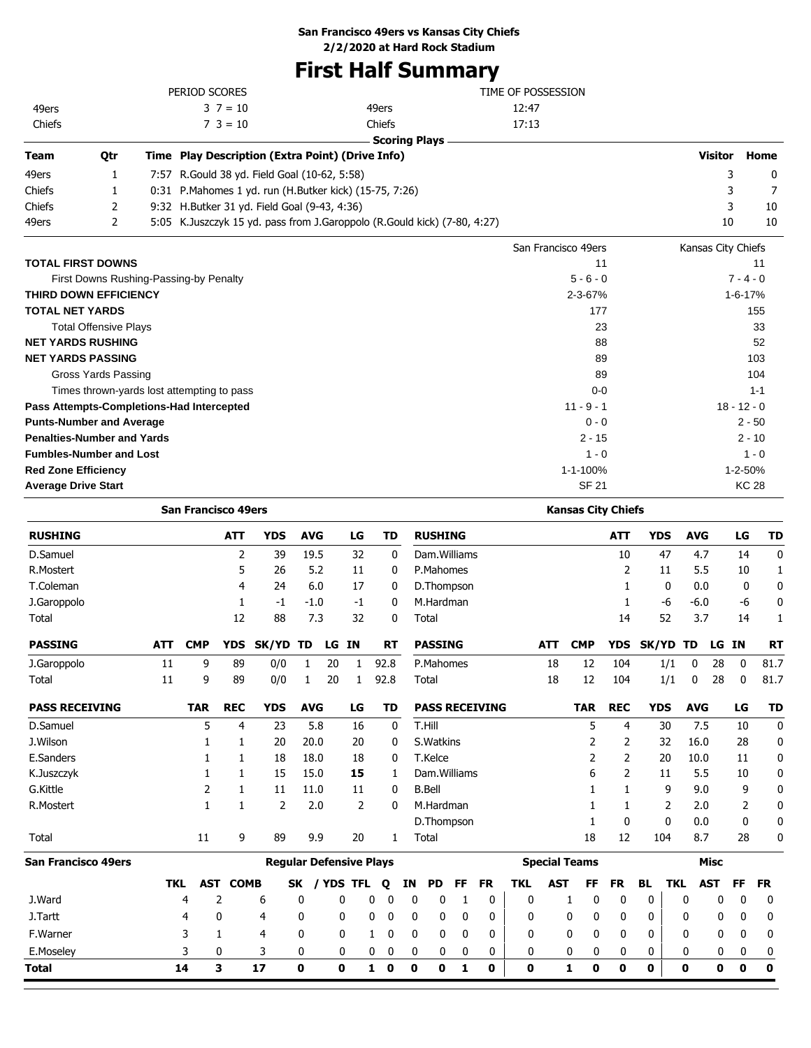**San Francisco 49ers vs Kansas City Chiefs**
**2/2/2020 at Hard Rock Stadium**

# First Half Summary

| PERIOD SCORES | | | TIME OF POSSESSION |
|---|---|---|---|
| 49ers | 3 7 = 10 | 49ers | 12:47 |
| Chiefs | 7 3 = 10 | Chiefs | 17:13 |

**Scoring Plays**

| Team | Qtr | Time | Play Description (Extra Point) (Drive Info) | Visitor | Home |
|---|---|---|---|---|---|
| 49ers | 1 | 7:57 | R.Gould 38 yd. Field Goal (10-62, 5:58) | 3 | 0 |
| Chiefs | 1 | 0:31 | P.Mahomes 1 yd. run (H.Butker kick) (15-75, 7:26) | 3 | 7 |
| Chiefs | 2 | 9:32 | H.Butker 31 yd. Field Goal (9-43, 4:36) | 3 | 10 |
| 49ers | 2 | 5:05 | K.Juszczyk 15 yd. pass from J.Garoppolo (R.Gould kick) (7-80, 4:27) | 10 | 10 |

| | San Francisco 49ers | Kansas City Chiefs |
|---|---|---|
| **TOTAL FIRST DOWNS** | 11 | 11 |
| First Downs Rushing-Passing-by Penalty | 5 - 6 - 0 | 7 - 4 - 0 |
| **THIRD DOWN EFFICIENCY** | 2-3-67% | 1-6-17% |
| **TOTAL NET YARDS** | 177 | 155 |
| Total Offensive Plays | 23 | 33 |
| **NET YARDS RUSHING** | 88 | 52 |
| **NET YARDS PASSING** | 89 | 103 |
| Gross Yards Passing | 89 | 104 |
| Times thrown-yards lost attempting to pass | 0-0 | 1-1 |
| **Pass Attempts-Completions-Had Intercepted** | 11 - 9 - 1 | 18 - 12 - 0 |
| **Punts-Number and Average** | 0 - 0 | 2 - 50 |
| **Penalties-Number and Yards** | 2 - 15 | 2 - 10 |
| **Fumbles-Number and Lost** | 1 - 0 | 1 - 0 |
| **Red Zone Efficiency** | 1-1-100% | 1-2-50% |
| **Average Drive Start** | SF 21 | KC 28 |

## San Francisco 49ers

| RUSHING | ATT | YDS | AVG | LG | TD |
|---|---|---|---|---|---|
| D.Samuel | 2 | 39 | 19.5 | 32 | 0 |
| R.Mostert | 5 | 26 | 5.2 | 11 | 0 |
| T.Coleman | 4 | 24 | 6.0 | 17 | 0 |
| J.Garoppolo | 1 | -1 | -1.0 | -1 | 0 |
| Total | 12 | 88 | 7.3 | 32 | 0 |

| PASSING | ATT | CMP | YDS | SK/YD | TD | LG | IN | RT |
|---|---|---|---|---|---|---|---|---|
| J.Garoppolo | 11 | 9 | 89 | 0/0 | 1 | 20 | 1 | 92.8 |
| Total | 11 | 9 | 89 | 0/0 | 1 | 20 | 1 | 92.8 |

| PASS RECEIVING | TAR | REC | YDS | AVG | LG | TD |
|---|---|---|---|---|---|---|
| D.Samuel | 5 | 4 | 23 | 5.8 | 16 | 0 |
| J.Wilson | 1 | 1 | 20 | 20.0 | 20 | 0 |
| E.Sanders | 1 | 1 | 18 | 18.0 | 18 | 0 |
| K.Juszczyk | 1 | 1 | 15 | 15.0 | **15** | 1 |
| G.Kittle | 2 | 1 | 11 | 11.0 | 11 | 0 |
| R.Mostert | 1 | 1 | 2 | 2.0 | 2 | 0 |
| Total | 11 | 9 | 89 | 9.9 | 20 | 1 |

## Kansas City Chiefs

| RUSHING | ATT | YDS | AVG | LG | TD |
|---|---|---|---|---|---|
| Dam.Williams | 10 | 47 | 4.7 | 14 | 0 |
| P.Mahomes | 2 | 11 | 5.5 | 10 | 1 |
| D.Thompson | 1 | 0 | 0.0 | 0 | 0 |
| M.Hardman | 1 | -6 | -6.0 | -6 | 0 |
| Total | 14 | 52 | 3.7 | 14 | 1 |

| PASSING | ATT | CMP | YDS | SK/YD | TD | LG | IN | RT |
|---|---|---|---|---|---|---|---|---|
| P.Mahomes | 18 | 12 | 104 | 1/1 | 0 | 28 | 0 | 81.7 |
| Total | 18 | 12 | 104 | 1/1 | 0 | 28 | 0 | 81.7 |

| PASS RECEIVING | TAR | REC | YDS | AVG | LG | TD |
|---|---|---|---|---|---|---|
| T.Hill | 5 | 4 | 30 | 7.5 | 10 | 0 |
| S.Watkins | 2 | 2 | 32 | 16.0 | 28 | 0 |
| T.Kelce | 2 | 2 | 20 | 10.0 | 11 | 0 |
| Dam.Williams | 6 | 2 | 11 | 5.5 | 10 | 0 |
| B.Bell | 1 | 1 | 9 | 9.0 | 9 | 0 |
| M.Hardman | 1 | 1 | 2 | 2.0 | 2 | 0 |
| D.Thompson | 1 | 0 | 0 | 0.0 | 0 | 0 |
| Total | 18 | 12 | 104 | 8.7 | 28 | 0 |

## San Francisco 49ers Defense

| San Francisco 49ers | Regular Defensive Plays | | | | | | | | | | | | Special Teams | | | | | Misc | | | |
|---|---|---|---|---|---|---|---|---|---|---|---|---|---|---|---|---|---|---|---|---|---|
| | TKL | AST | COMB | SK | / YDS | TFL | Q | IN | PD | FF | FR | TKL | AST | FF | FR | BL | TKL | AST | FF | FR |
| J.Ward | 4 | 2 | 6 | 0 | 0 | 0 | 0 | 0 | 0 | 1 | 0 | 0 | 1 | 0 | 0 | 0 | 0 | 0 | 0 | 0 |
| J.Tartt | 4 | 0 | 4 | 0 | 0 | 0 | 0 | 0 | 0 | 0 | 0 | 0 | 0 | 0 | 0 | 0 | 0 | 0 | 0 | 0 |
| F.Warner | 3 | 1 | 4 | 0 | 0 | 1 | 0 | 0 | 0 | 0 | 0 | 0 | 0 | 0 | 0 | 0 | 0 | 0 | 0 | 0 |
| E.Moseley | 3 | 0 | 3 | 0 | 0 | 0 | 0 | 0 | 0 | 0 | 0 | 0 | 0 | 0 | 0 | 0 | 0 | 0 | 0 | 0 |
| **Total** | **14** | **3** | **17** | **0** | **0** | **1** | **0** | **0** | **0** | **1** | **0** | **0** | **1** | **0** | **0** | **0** | **0** | **0** | **0** | **0** |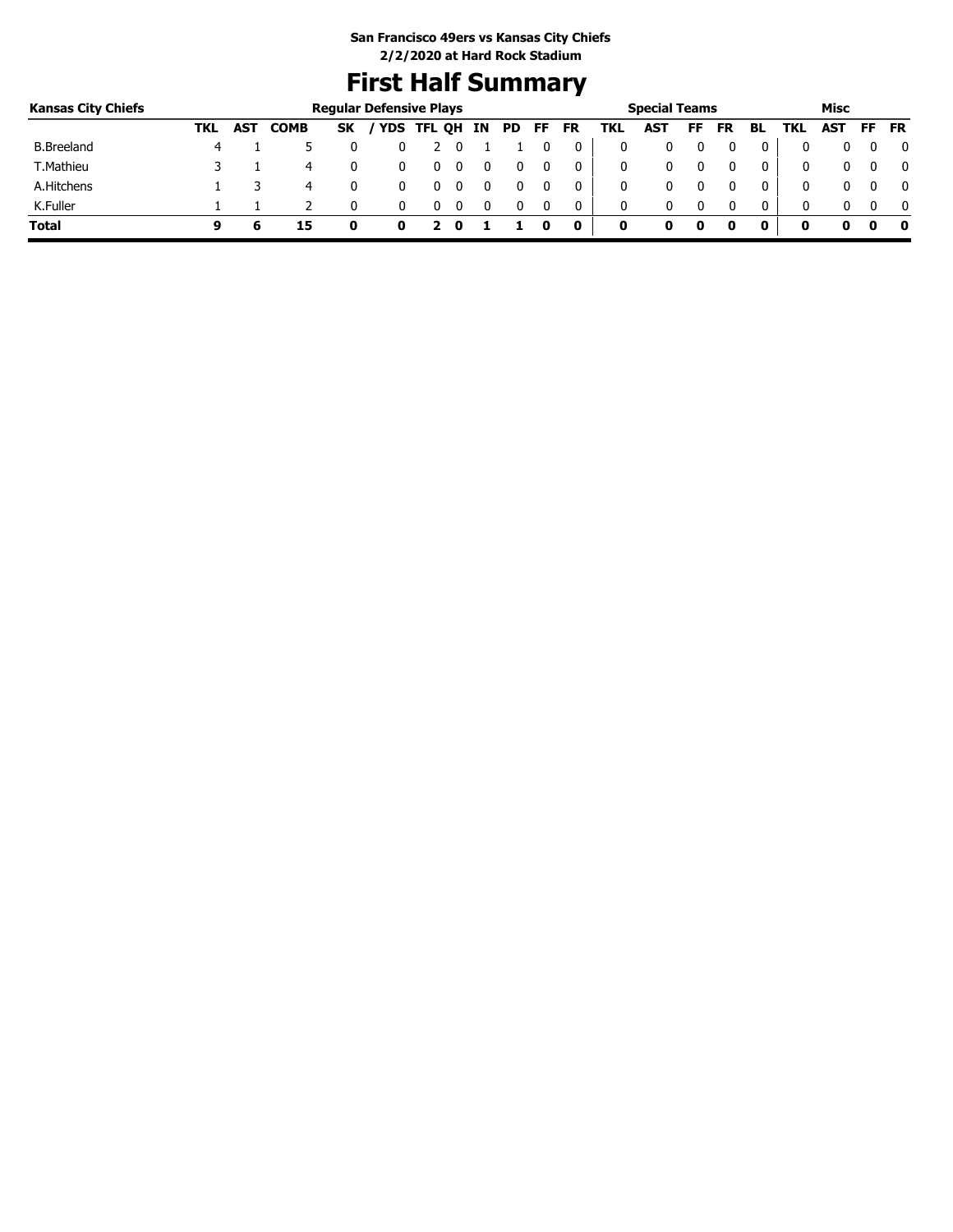**San Francisco 49ers vs Kansas City Chiefs**
**2/2/2020 at Hard Rock Stadium**

# First Half Summary

| Kansas City Chiefs | Regular Defensive Plays | | | | | | | | | | | Special Teams | | | | | | Misc | | | |
|---|---|---|---|---|---|---|---|---|---|---|---|---|---|---|---|---|---|---|---|---|---|
| | TKL | AST | COMB | SK | / YDS | TFL | QH | IN | PD | FF | FR | TKL | AST | FF | FR | BL | TKL | AST | FF | FR |
| B.Breeland | 4 | 1 | 5 | 0 | 0 | 2 | 0 | 1 | 1 | 0 | 0 | 0 | 0 | 0 | 0 | 0 | 0 | 0 | 0 | 0 |
| T.Mathieu | 3 | 1 | 4 | 0 | 0 | 0 | 0 | 0 | 0 | 0 | 0 | 0 | 0 | 0 | 0 | 0 | 0 | 0 | 0 | 0 |
| A.Hitchens | 1 | 3 | 4 | 0 | 0 | 0 | 0 | 0 | 0 | 0 | 0 | 0 | 0 | 0 | 0 | 0 | 0 | 0 | 0 | 0 |
| K.Fuller | 1 | 1 | 2 | 0 | 0 | 0 | 0 | 0 | 0 | 0 | 0 | 0 | 0 | 0 | 0 | 0 | 0 | 0 | 0 | 0 |
| **Total** | **9** | **6** | **15** | **0** | **0** | **2** | **0** | **1** | **1** | **0** | **0** | **0** | **0** | **0** | **0** | **0** | **0** | **0** | **0** | **0** |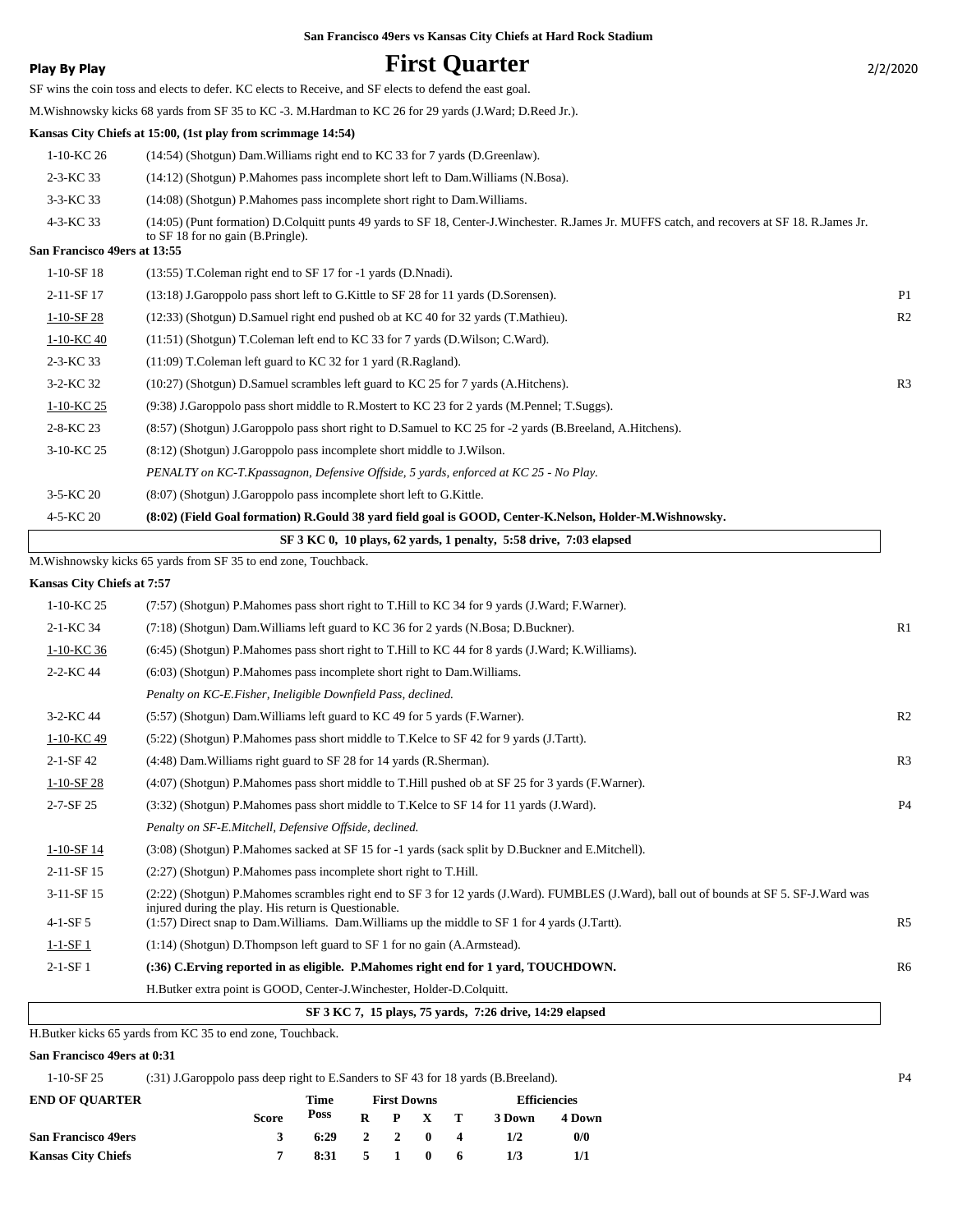San Francisco 49ers vs Kansas City Chiefs at Hard Rock Stadium

**Play By Play** — 2/2/2020

# First Quarter

SF wins the coin toss and elects to defer. KC elects to Receive, and SF elects to defend the east goal.

M.Wishnowsky kicks 68 yards from SF 35 to KC -3. M.Hardman to KC 26 for 29 yards (J.Ward; D.Reed Jr.).

**Kansas City Chiefs at 15:00, (1st play from scrimmage 14:54)**

| Down | Play | |
|---|---|---|
| 1-10-KC 26 | (14:54) (Shotgun) Dam.Williams right end to KC 33 for 7 yards (D.Greenlaw). | |
| 2-3-KC 33 | (14:12) (Shotgun) P.Mahomes pass incomplete short left to Dam.Williams (N.Bosa). | |
| 3-3-KC 33 | (14:08) (Shotgun) P.Mahomes pass incomplete short right to Dam.Williams. | |
| 4-3-KC 33 | (14:05) (Punt formation) D.Colquitt punts 49 yards to SF 18, Center-J.Winchester. R.James Jr. MUFFS catch, and recovers at SF 18. R.James Jr. to SF 18 for no gain (B.Pringle). | |

**San Francisco 49ers at 13:55**

| Down | Play | |
|---|---|---|
| 1-10-SF 18 | (13:55) T.Coleman right end to SF 17 for -1 yards (D.Nnadi). | |
| 2-11-SF 17 | (13:18) J.Garoppolo pass short left to G.Kittle to SF 28 for 11 yards (D.Sorensen). | P1 |
| 1-10-SF 28 | (12:33) (Shotgun) D.Samuel right end pushed ob at KC 40 for 32 yards (T.Mathieu). | R2 |
| 1-10-KC 40 | (11:51) (Shotgun) T.Coleman left end to KC 33 for 7 yards (D.Wilson; C.Ward). | |
| 2-3-KC 33 | (11:09) T.Coleman left guard to KC 32 for 1 yard (R.Ragland). | |
| 3-2-KC 32 | (10:27) (Shotgun) D.Samuel scrambles left guard to KC 25 for 7 yards (A.Hitchens). | R3 |
| 1-10-KC 25 | (9:38) J.Garoppolo pass short middle to R.Mostert to KC 23 for 2 yards (M.Pennel; T.Suggs). | |
| 2-8-KC 23 | (8:57) (Shotgun) J.Garoppolo pass short right to D.Samuel to KC 25 for -2 yards (B.Breeland, A.Hitchens). | |
| 3-10-KC 25 | (8:12) (Shotgun) J.Garoppolo pass incomplete short middle to J.Wilson. | |
| | *PENALTY on KC-T.Kpassagnon, Defensive Offside, 5 yards, enforced at KC 25 - No Play.* | |
| 3-5-KC 20 | (8:07) (Shotgun) J.Garoppolo pass incomplete short left to G.Kittle. | |
| 4-5-KC 20 | **(8:02) (Field Goal formation) R.Gould 38 yard field goal is GOOD, Center-K.Nelson, Holder-M.Wishnowsky.** | |

**SF 3 KC 0, 10 plays, 62 yards, 1 penalty, 5:58 drive, 7:03 elapsed**

M.Wishnowsky kicks 65 yards from SF 35 to end zone, Touchback.

**Kansas City Chiefs at 7:57**

| Down | Play | |
|---|---|---|
| 1-10-KC 25 | (7:57) (Shotgun) P.Mahomes pass short right to T.Hill to KC 34 for 9 yards (J.Ward; F.Warner). | |
| 2-1-KC 34 | (7:18) (Shotgun) Dam.Williams left guard to KC 36 for 2 yards (N.Bosa; D.Buckner). | R1 |
| 1-10-KC 36 | (6:45) (Shotgun) P.Mahomes pass short right to T.Hill to KC 44 for 8 yards (J.Ward; K.Williams). | |
| 2-2-KC 44 | (6:03) (Shotgun) P.Mahomes pass incomplete short right to Dam.Williams. | |
| | *Penalty on KC-E.Fisher, Ineligible Downfield Pass, declined.* | |
| 3-2-KC 44 | (5:57) (Shotgun) Dam.Williams left guard to KC 49 for 5 yards (F.Warner). | R2 |
| 1-10-KC 49 | (5:22) (Shotgun) P.Mahomes pass short middle to T.Kelce to SF 42 for 9 yards (J.Tartt). | |
| 2-1-SF 42 | (4:48) Dam.Williams right guard to SF 28 for 14 yards (R.Sherman). | R3 |
| 1-10-SF 28 | (4:07) (Shotgun) P.Mahomes pass short middle to T.Hill pushed ob at SF 25 for 3 yards (F.Warner). | |
| 2-7-SF 25 | (3:32) (Shotgun) P.Mahomes pass short middle to T.Kelce to SF 14 for 11 yards (J.Ward). | P4 |
| | *Penalty on SF-E.Mitchell, Defensive Offside, declined.* | |
| 1-10-SF 14 | (3:08) (Shotgun) P.Mahomes sacked at SF 15 for -1 yards (sack split by D.Buckner and E.Mitchell). | |
| 2-11-SF 15 | (2:27) (Shotgun) P.Mahomes pass incomplete short right to T.Hill. | |
| 3-11-SF 15 | (2:22) (Shotgun) P.Mahomes scrambles right end to SF 3 for 12 yards (J.Ward). FUMBLES (J.Ward), ball out of bounds at SF 5. SF-J.Ward was injured during the play. His return is Questionable. | |
| 4-1-SF 5 | (1:57) Direct snap to Dam.Williams. Dam.Williams up the middle to SF 1 for 4 yards (J.Tartt). | R5 |
| 1-1-SF 1 | (1:14) (Shotgun) D.Thompson left guard to SF 1 for no gain (A.Armstead). | |
| 2-1-SF 1 | **(:36) C.Erving reported in as eligible. P.Mahomes right end for 1 yard, TOUCHDOWN.** | R6 |
| | H.Butker extra point is GOOD, Center-J.Winchester, Holder-D.Colquitt. | |

**SF 3 KC 7, 15 plays, 75 yards, 7:26 drive, 14:29 elapsed**

H.Butker kicks 65 yards from KC 35 to end zone, Touchback.

**San Francisco 49ers at 0:31**

| Down | Play | |
|---|---|---|
| 1-10-SF 25 | (:31) J.Garoppolo pass deep right to E.Sanders to SF 43 for 18 yards (B.Breeland). | P4 |

| END OF QUARTER | Score | Time Poss | First Downs R | P | X | T | Efficiencies 3 Down | 4 Down |
|---|---|---|---|---|---|---|---|---|
| **San Francisco 49ers** | 3 | 6:29 | 2 | 2 | 0 | 4 | 1/2 | 0/0 |
| **Kansas City Chiefs** | 7 | 8:31 | 5 | 1 | 0 | 6 | 1/3 | 1/1 |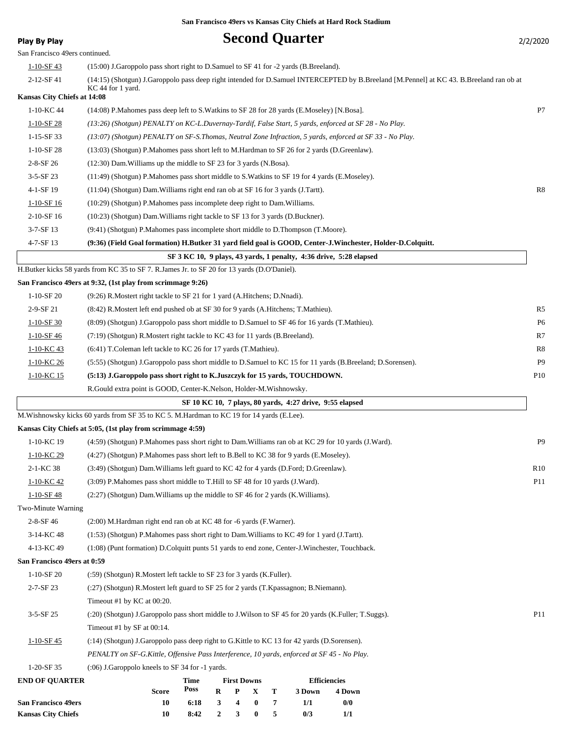San Francisco 49ers vs Kansas City Chiefs at Hard Rock Stadium

**Play By Play**

# Second Quarter

2/2/2020

San Francisco 49ers continued.

| Down | Play | |
|---|---|---|
| 1-10-SF 43 | (15:00) J.Garoppolo pass short right to D.Samuel to SF 41 for -2 yards (B.Breeland). | |
| 2-12-SF 41 | (14:15) (Shotgun) J.Garoppolo pass deep right intended for D.Samuel INTERCEPTED by B.Breeland [M.Pennel] at KC 43. B.Breeland ran ob at KC 44 for 1 yard. | |

**Kansas City Chiefs at 14:08**

| Down | Play | |
|---|---|---|
| 1-10-KC 44 | (14:08) P.Mahomes pass deep left to S.Watkins to SF 28 for 28 yards (E.Moseley) [N.Bosa]. | P7 |
| 1-10-SF 28 | *(13:26) (Shotgun) PENALTY on KC-L.Duvernay-Tardif, False Start, 5 yards, enforced at SF 28 - No Play.* | |
| 1-15-SF 33 | *(13:07) (Shotgun) PENALTY on SF-S.Thomas, Neutral Zone Infraction, 5 yards, enforced at SF 33 - No Play.* | |
| 1-10-SF 28 | (13:03) (Shotgun) P.Mahomes pass short left to M.Hardman to SF 26 for 2 yards (D.Greenlaw). | |
| 2-8-SF 26 | (12:30) Dam.Williams up the middle to SF 23 for 3 yards (N.Bosa). | |
| 3-5-SF 23 | (11:49) (Shotgun) P.Mahomes pass short middle to S.Watkins to SF 19 for 4 yards (E.Moseley). | |
| 4-1-SF 19 | (11:04) (Shotgun) Dam.Williams right end ran ob at SF 16 for 3 yards (J.Tartt). | R8 |
| 1-10-SF 16 | (10:29) (Shotgun) P.Mahomes pass incomplete deep right to Dam.Williams. | |
| 2-10-SF 16 | (10:23) (Shotgun) Dam.Williams right tackle to SF 13 for 3 yards (D.Buckner). | |
| 3-7-SF 13 | (9:41) (Shotgun) P.Mahomes pass incomplete short middle to D.Thompson (T.Moore). | |
| 4-7-SF 13 | **(9:36) (Field Goal formation) H.Butker 31 yard field goal is GOOD, Center-J.Winchester, Holder-D.Colquitt.** | |

**SF 3 KC 10, 9 plays, 43 yards, 1 penalty, 4:36 drive, 5:28 elapsed**

H.Butker kicks 58 yards from KC 35 to SF 7. R.James Jr. to SF 20 for 13 yards (D.O'Daniel).

**San Francisco 49ers at 9:32, (1st play from scrimmage 9:26)**

| Down | Play | |
|---|---|---|
| 1-10-SF 20 | (9:26) R.Mostert right tackle to SF 21 for 1 yard (A.Hitchens; D.Nnadi). | |
| 2-9-SF 21 | (8:42) R.Mostert left end pushed ob at SF 30 for 9 yards (A.Hitchens; T.Mathieu). | R5 |
| 1-10-SF 30 | (8:09) (Shotgun) J.Garoppolo pass short middle to D.Samuel to SF 46 for 16 yards (T.Mathieu). | P6 |
| 1-10-SF 46 | (7:19) (Shotgun) R.Mostert right tackle to KC 43 for 11 yards (B.Breeland). | R7 |
| 1-10-KC 43 | (6:41) T.Coleman left tackle to KC 26 for 17 yards (T.Mathieu). | R8 |
| 1-10-KC 26 | (5:55) (Shotgun) J.Garoppolo pass short middle to D.Samuel to KC 15 for 11 yards (B.Breeland; D.Sorensen). | P9 |
| 1-10-KC 15 | **(5:13) J.Garoppolo pass short right to K.Juszczyk for 15 yards, TOUCHDOWN.** | P10 |
| | R.Gould extra point is GOOD, Center-K.Nelson, Holder-M.Wishnowsky. | |

**SF 10 KC 10, 7 plays, 80 yards, 4:27 drive, 9:55 elapsed**

M.Wishnowsky kicks 60 yards from SF 35 to KC 5. M.Hardman to KC 19 for 14 yards (E.Lee).

**Kansas City Chiefs at 5:05, (1st play from scrimmage 4:59)**

| Down | Play | |
|---|---|---|
| 1-10-KC 19 | (4:59) (Shotgun) P.Mahomes pass short right to Dam.Williams ran ob at KC 29 for 10 yards (J.Ward). | P9 |
| 1-10-KC 29 | (4:27) (Shotgun) P.Mahomes pass short left to B.Bell to KC 38 for 9 yards (E.Moseley). | |
| 2-1-KC 38 | (3:49) (Shotgun) Dam.Williams left guard to KC 42 for 4 yards (D.Ford; D.Greenlaw). | R10 |
| 1-10-KC 42 | (3:09) P.Mahomes pass short middle to T.Hill to SF 48 for 10 yards (J.Ward). | P11 |
| 1-10-SF 48 | (2:27) (Shotgun) Dam.Williams up the middle to SF 46 for 2 yards (K.Williams). | |
| | Two-Minute Warning | |
| 2-8-SF 46 | (2:00) M.Hardman right end ran ob at KC 48 for -6 yards (F.Warner). | |
| 3-14-KC 48 | (1:53) (Shotgun) P.Mahomes pass short right to Dam.Williams to KC 49 for 1 yard (J.Tartt). | |
| 4-13-KC 49 | (1:08) (Punt formation) D.Colquitt punts 51 yards to end zone, Center-J.Winchester, Touchback. | |

**San Francisco 49ers at 0:59**

| Down | Play | |
|---|---|---|
| 1-10-SF 20 | (:59) (Shotgun) R.Mostert left tackle to SF 23 for 3 yards (K.Fuller). | |
| 2-7-SF 23 | (:27) (Shotgun) R.Mostert left guard to SF 25 for 2 yards (T.Kpassagnon; B.Niemann). | |
| | Timeout #1 by KC at 00:20. | |
| 3-5-SF 25 | (:20) (Shotgun) J.Garoppolo pass short middle to J.Wilson to SF 45 for 20 yards (K.Fuller; T.Suggs). | P11 |
| | Timeout #1 by SF at 00:14. | |
| 1-10-SF 45 | (:14) (Shotgun) J.Garoppolo pass deep right to G.Kittle to KC 13 for 42 yards (D.Sorensen). | |
| | *PENALTY on SF-G.Kittle, Offensive Pass Interference, 10 yards, enforced at SF 45 - No Play.* | |
| 1-20-SF 35 | (:06) J.Garoppolo kneels to SF 34 for -1 yards. | |

| END OF QUARTER | Score | Time Poss | First Downs R | P | X | T | Efficiencies 3 Down | 4 Down |
|---|---|---|---|---|---|---|---|---|
| **San Francisco 49ers** | 10 | 6:18 | 3 | 4 | 0 | 7 | 1/1 | 0/0 |
| **Kansas City Chiefs** | 10 | 8:42 | 2 | 3 | 0 | 5 | 0/3 | 1/1 |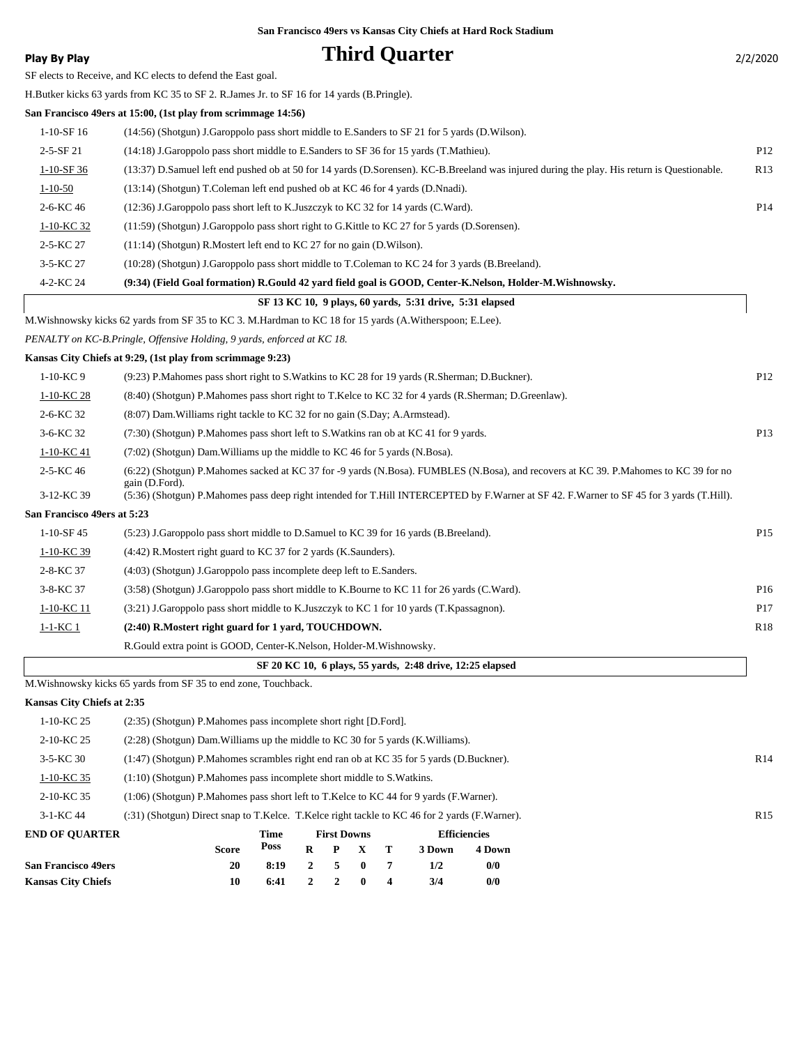San Francisco 49ers vs Kansas City Chiefs at Hard Rock Stadium

**Play By Play**

# Third Quarter

2/2/2020

SF elects to Receive, and KC elects to defend the East goal.

H.Butker kicks 63 yards from KC 35 to SF 2. R.James Jr. to SF 16 for 14 yards (B.Pringle).

**San Francisco 49ers at 15:00, (1st play from scrimmage 14:56)**

| | | |
|---|---|---|
| 1-10-SF 16 | (14:56) (Shotgun) J.Garoppolo pass short middle to E.Sanders to SF 21 for 5 yards (D.Wilson). | |
| 2-5-SF 21 | (14:18) J.Garoppolo pass short middle to E.Sanders to SF 36 for 15 yards (T.Mathieu). | P12 |
| 1-10-SF 36 | (13:37) D.Samuel left end pushed ob at 50 for 14 yards (D.Sorensen). KC-B.Breeland was injured during the play. His return is Questionable. | R13 |
| 1-10-50 | (13:14) (Shotgun) T.Coleman left end pushed ob at KC 46 for 4 yards (D.Nnadi). | |
| 2-6-KC 46 | (12:36) J.Garoppolo pass short left to K.Juszczyk to KC 32 for 14 yards (C.Ward). | P14 |
| 1-10-KC 32 | (11:59) (Shotgun) J.Garoppolo pass short right to G.Kittle to KC 27 for 5 yards (D.Sorensen). | |
| 2-5-KC 27 | (11:14) (Shotgun) R.Mostert left end to KC 27 for no gain (D.Wilson). | |
| 3-5-KC 27 | (10:28) (Shotgun) J.Garoppolo pass short middle to T.Coleman to KC 24 for 3 yards (B.Breeland). | |
| 4-2-KC 24 | **(9:34) (Field Goal formation) R.Gould 42 yard field goal is GOOD, Center-K.Nelson, Holder-M.Wishnowsky.** | |

**SF 13 KC 10, 9 plays, 60 yards, 5:31 drive, 5:31 elapsed**

M.Wishnowsky kicks 62 yards from SF 35 to KC 3. M.Hardman to KC 18 for 15 yards (A.Witherspoon; E.Lee).

*PENALTY on KC-B.Pringle, Offensive Holding, 9 yards, enforced at KC 18.*

**Kansas City Chiefs at 9:29, (1st play from scrimmage 9:23)**

| | | |
|---|---|---|
| 1-10-KC 9 | (9:23) P.Mahomes pass short right to S.Watkins to KC 28 for 19 yards (R.Sherman; D.Buckner). | P12 |
| 1-10-KC 28 | (8:40) (Shotgun) P.Mahomes pass short right to T.Kelce to KC 32 for 4 yards (R.Sherman; D.Greenlaw). | |
| 2-6-KC 32 | (8:07) Dam.Williams right tackle to KC 32 for no gain (S.Day; A.Armstead). | |
| 3-6-KC 32 | (7:30) (Shotgun) P.Mahomes pass short left to S.Watkins ran ob at KC 41 for 9 yards. | P13 |
| 1-10-KC 41 | (7:02) (Shotgun) Dam.Williams up the middle to KC 46 for 5 yards (N.Bosa). | |
| 2-5-KC 46 | (6:22) (Shotgun) P.Mahomes sacked at KC 37 for -9 yards (N.Bosa). FUMBLES (N.Bosa), and recovers at KC 39. P.Mahomes to KC 39 for no gain (D.Ford). | |
| 3-12-KC 39 | (5:36) (Shotgun) P.Mahomes pass deep right intended for T.Hill INTERCEPTED by F.Warner at SF 42. F.Warner to SF 45 for 3 yards (T.Hill). | |

**San Francisco 49ers at 5:23**

| | | |
|---|---|---|
| 1-10-SF 45 | (5:23) J.Garoppolo pass short middle to D.Samuel to KC 39 for 16 yards (B.Breeland). | P15 |
| 1-10-KC 39 | (4:42) R.Mostert right guard to KC 37 for 2 yards (K.Saunders). | |
| 2-8-KC 37 | (4:03) (Shotgun) J.Garoppolo pass incomplete deep left to E.Sanders. | |
| 3-8-KC 37 | (3:58) (Shotgun) J.Garoppolo pass short middle to K.Bourne to KC 11 for 26 yards (C.Ward). | P16 |
| 1-10-KC 11 | (3:21) J.Garoppolo pass short middle to K.Juszczyk to KC 1 for 10 yards (T.Kpassagnon). | P17 |
| 1-1-KC 1 | **(2:40) R.Mostert right guard for 1 yard, TOUCHDOWN.** | R18 |
| | R.Gould extra point is GOOD, Center-K.Nelson, Holder-M.Wishnowsky. | |

**SF 20 KC 10, 6 plays, 55 yards, 2:48 drive, 12:25 elapsed**

M.Wishnowsky kicks 65 yards from SF 35 to end zone, Touchback.

**Kansas City Chiefs at 2:35**

| | | |
|---|---|---|
| 1-10-KC 25 | (2:35) (Shotgun) P.Mahomes pass incomplete short right [D.Ford]. | |
| 2-10-KC 25 | (2:28) (Shotgun) Dam.Williams up the middle to KC 30 for 5 yards (K.Williams). | |
| 3-5-KC 30 | (1:47) (Shotgun) P.Mahomes scrambles right end ran ob at KC 35 for 5 yards (D.Buckner). | R14 |
| 1-10-KC 35 | (1:10) (Shotgun) P.Mahomes pass incomplete short middle to S.Watkins. | |
| 2-10-KC 35 | (1:06) (Shotgun) P.Mahomes pass short left to T.Kelce to KC 44 for 9 yards (F.Warner). | |
| 3-1-KC 44 | (:31) (Shotgun) Direct snap to T.Kelce. T.Kelce right tackle to KC 46 for 2 yards (F.Warner). | R15 |

| END OF QUARTER | Score | Time Poss | First Downs R | P | X | T | Efficiencies 3 Down | 4 Down |
|---|---|---|---|---|---|---|---|---|
| San Francisco 49ers | 20 | 8:19 | 2 | 5 | 0 | 7 | 1/2 | 0/0 |
| Kansas City Chiefs | 10 | 6:41 | 2 | 2 | 0 | 4 | 3/4 | 0/0 |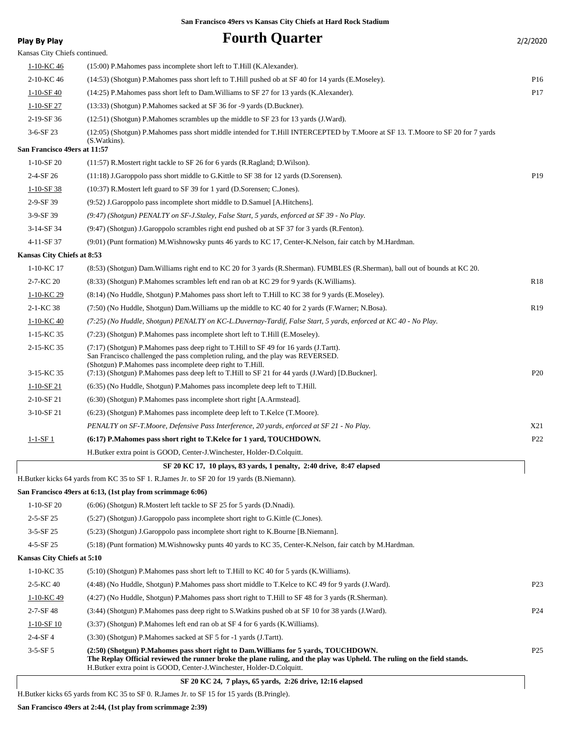San Francisco 49ers vs Kansas City Chiefs at Hard Rock Stadium

**Play By Play** | **Fourth Quarter** | 2/2/2020

Kansas City Chiefs continued.

| Down | Play | |
|---|---|---|
| 1-10-KC 46 | (15:00) P.Mahomes pass incomplete short left to T.Hill (K.Alexander). | |
| 2-10-KC 46 | (14:53) (Shotgun) P.Mahomes pass short left to T.Hill pushed ob at SF 40 for 14 yards (E.Moseley). | P16 |
| 1-10-SF 40 | (14:25) P.Mahomes pass short left to Dam.Williams to SF 27 for 13 yards (K.Alexander). | P17 |
| 1-10-SF 27 | (13:33) (Shotgun) P.Mahomes sacked at SF 36 for -9 yards (D.Buckner). | |
| 2-19-SF 36 | (12:51) (Shotgun) P.Mahomes scrambles up the middle to SF 23 for 13 yards (J.Ward). | |
| 3-6-SF 23 | (12:05) (Shotgun) P.Mahomes pass short middle intended for T.Hill INTERCEPTED by T.Moore at SF 13. T.Moore to SF 20 for 7 yards (S.Watkins). | |

**San Francisco 49ers at 11:57**

| Down | Play | |
|---|---|---|
| 1-10-SF 20 | (11:57) R.Mostert right tackle to SF 26 for 6 yards (R.Ragland; D.Wilson). | |
| 2-4-SF 26 | (11:18) J.Garoppolo pass short middle to G.Kittle to SF 38 for 12 yards (D.Sorensen). | P19 |
| 1-10-SF 38 | (10:37) R.Mostert left guard to SF 39 for 1 yard (D.Sorensen; C.Jones). | |
| 2-9-SF 39 | (9:52) J.Garoppolo pass incomplete short middle to D.Samuel [A.Hitchens]. | |
| 3-9-SF 39 | *(9:47) (Shotgun) PENALTY on SF-J.Staley, False Start, 5 yards, enforced at SF 39 - No Play.* | |
| 3-14-SF 34 | (9:47) (Shotgun) J.Garoppolo scrambles right end pushed ob at SF 37 for 3 yards (R.Fenton). | |
| 4-11-SF 37 | (9:01) (Punt formation) M.Wishnowsky punts 46 yards to KC 17, Center-K.Nelson, fair catch by M.Hardman. | |

**Kansas City Chiefs at 8:53**

| Down | Play | |
|---|---|---|
| 1-10-KC 17 | (8:53) (Shotgun) Dam.Williams right end to KC 20 for 3 yards (R.Sherman). FUMBLES (R.Sherman), ball out of bounds at KC 20. | |
| 2-7-KC 20 | (8:33) (Shotgun) P.Mahomes scrambles left end ran ob at KC 29 for 9 yards (K.Williams). | R18 |
| 1-10-KC 29 | (8:14) (No Huddle, Shotgun) P.Mahomes pass short left to T.Hill to KC 38 for 9 yards (E.Moseley). | |
| 2-1-KC 38 | (7:50) (No Huddle, Shotgun) Dam.Williams up the middle to KC 40 for 2 yards (F.Warner; N.Bosa). | R19 |
| 1-10-KC 40 | *(7:25) (No Huddle, Shotgun) PENALTY on KC-L.Duvernay-Tardif, False Start, 5 yards, enforced at KC 40 - No Play.* | |
| 1-15-KC 35 | (7:23) (Shotgun) P.Mahomes pass incomplete short left to T.Hill (E.Moseley). | |
| 2-15-KC 35 | (7:17) (Shotgun) P.Mahomes pass deep right to T.Hill to SF 49 for 16 yards (J.Tartt). San Francisco challenged the pass completion ruling, and the play was REVERSED. (Shotgun) P.Mahomes pass incomplete deep right to T.Hill. | |
| 3-15-KC 35 | (7:13) (Shotgun) P.Mahomes pass deep left to T.Hill to SF 21 for 44 yards (J.Ward) [D.Buckner]. | P20 |
| 1-10-SF 21 | (6:35) (No Huddle, Shotgun) P.Mahomes pass incomplete deep left to T.Hill. | |
| 2-10-SF 21 | (6:30) (Shotgun) P.Mahomes pass incomplete short right [A.Armstead]. | |
| 3-10-SF 21 | (6:23) (Shotgun) P.Mahomes pass incomplete deep left to T.Kelce (T.Moore). | |
| | *PENALTY on SF-T.Moore, Defensive Pass Interference, 20 yards, enforced at SF 21 - No Play.* | X21 |
| 1-1-SF 1 | **(6:17) P.Mahomes pass short right to T.Kelce for 1 yard, TOUCHDOWN.** | P22 |
| | H.Butker extra point is GOOD, Center-J.Winchester, Holder-D.Colquitt. | |

**SF 20 KC 17, 10 plays, 83 yards, 1 penalty, 2:40 drive, 8:47 elapsed**

H.Butker kicks 64 yards from KC 35 to SF 1. R.James Jr. to SF 20 for 19 yards (B.Niemann).

**San Francisco 49ers at 6:13, (1st play from scrimmage 6:06)**

| Down | Play | |
|---|---|---|
| 1-10-SF 20 | (6:06) (Shotgun) R.Mostert left tackle to SF 25 for 5 yards (D.Nnadi). | |
| 2-5-SF 25 | (5:27) (Shotgun) J.Garoppolo pass incomplete short right to G.Kittle (C.Jones). | |
| 3-5-SF 25 | (5:23) (Shotgun) J.Garoppolo pass incomplete short right to K.Bourne [B.Niemann]. | |
| 4-5-SF 25 | (5:18) (Punt formation) M.Wishnowsky punts 40 yards to KC 35, Center-K.Nelson, fair catch by M.Hardman. | |

**Kansas City Chiefs at 5:10**

| Down | Play | |
|---|---|---|
| 1-10-KC 35 | (5:10) (Shotgun) P.Mahomes pass short left to T.Hill to KC 40 for 5 yards (K.Williams). | |
| 2-5-KC 40 | (4:48) (No Huddle, Shotgun) P.Mahomes pass short middle to T.Kelce to KC 49 for 9 yards (J.Ward). | P23 |
| 1-10-KC 49 | (4:27) (No Huddle, Shotgun) P.Mahomes pass short right to T.Hill to SF 48 for 3 yards (R.Sherman). | |
| 2-7-SF 48 | (3:44) (Shotgun) P.Mahomes pass deep right to S.Watkins pushed ob at SF 10 for 38 yards (J.Ward). | P24 |
| 1-10-SF 10 | (3:37) (Shotgun) P.Mahomes left end ran ob at SF 4 for 6 yards (K.Williams). | |
| 2-4-SF 4 | (3:30) (Shotgun) P.Mahomes sacked at SF 5 for -1 yards (J.Tartt). | |
| 3-5-SF 5 | **(2:50) (Shotgun) P.Mahomes pass short right to Dam.Williams for 5 yards, TOUCHDOWN. The Replay Official reviewed the runner broke the plane ruling, and the play was Upheld. The ruling on the field stands.** H.Butker extra point is GOOD, Center-J.Winchester, Holder-D.Colquitt. | P25 |

**SF 20 KC 24, 7 plays, 65 yards, 2:26 drive, 12:16 elapsed**

H.Butker kicks 65 yards from KC 35 to SF 0. R.James Jr. to SF 15 for 15 yards (B.Pringle).

**San Francisco 49ers at 2:44, (1st play from scrimmage 2:39)**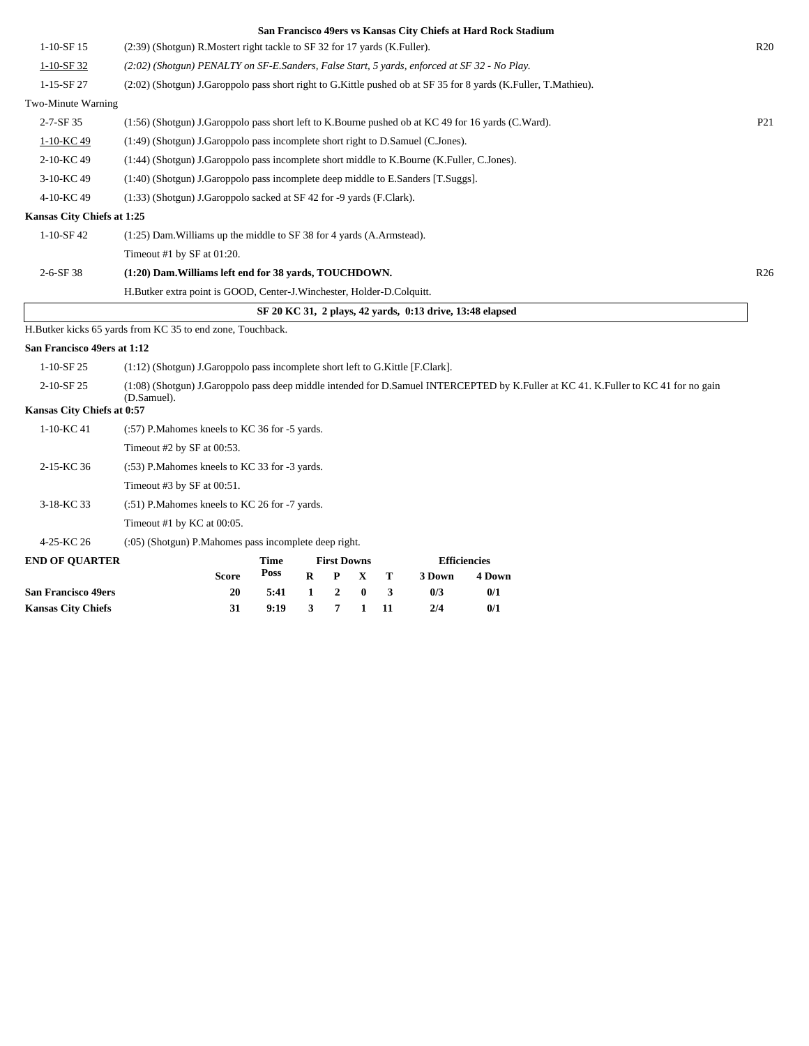### San Francisco 49ers vs Kansas City Chiefs at Hard Rock Stadium

| | | |
|---|---|---|
| 1-10-SF 15 | (2:39) (Shotgun) R.Mostert right tackle to SF 32 for 17 yards (K.Fuller). | R20 |
| 1-10-SF 32 | *(2:02) (Shotgun) PENALTY on SF-E.Sanders, False Start, 5 yards, enforced at SF 32 - No Play.* | |
| 1-15-SF 27 | (2:02) (Shotgun) J.Garoppolo pass short right to G.Kittle pushed ob at SF 35 for 8 yards (K.Fuller, T.Mathieu). | |
| Two-Minute Warning | | |
| 2-7-SF 35 | (1:56) (Shotgun) J.Garoppolo pass short left to K.Bourne pushed ob at KC 49 for 16 yards (C.Ward). | P21 |
| 1-10-KC 49 | (1:49) (Shotgun) J.Garoppolo pass incomplete short right to D.Samuel (C.Jones). | |
| 2-10-KC 49 | (1:44) (Shotgun) J.Garoppolo pass incomplete short middle to K.Bourne (K.Fuller, C.Jones). | |
| 3-10-KC 49 | (1:40) (Shotgun) J.Garoppolo pass incomplete deep middle to E.Sanders [T.Suggs]. | |
| 4-10-KC 49 | (1:33) (Shotgun) J.Garoppolo sacked at SF 42 for -9 yards (F.Clark). | |

**Kansas City Chiefs at 1:25**

| | | |
|---|---|---|
| 1-10-SF 42 | (1:25) Dam.Williams up the middle to SF 38 for 4 yards (A.Armstead). | |
| | Timeout #1 by SF at 01:20. | |
| 2-6-SF 38 | **(1:20) Dam.Williams left end for 38 yards, TOUCHDOWN.** | R26 |
| | H.Butker extra point is GOOD, Center-J.Winchester, Holder-D.Colquitt. | |

**SF 20 KC 31, 2 plays, 42 yards, 0:13 drive, 13:48 elapsed**

H.Butker kicks 65 yards from KC 35 to end zone, Touchback.

**San Francisco 49ers at 1:12**

| | |
|---|---|
| 1-10-SF 25 | (1:12) (Shotgun) J.Garoppolo pass incomplete short left to G.Kittle [F.Clark]. |
| 2-10-SF 25 | (1:08) (Shotgun) J.Garoppolo pass deep middle intended for D.Samuel INTERCEPTED by K.Fuller at KC 41. K.Fuller to KC 41 for no gain (D.Samuel). |

**Kansas City Chiefs at 0:57**

| | |
|---|---|
| 1-10-KC 41 | (:57) P.Mahomes kneels to KC 36 for -5 yards. |
| | Timeout #2 by SF at 00:53. |
| 2-15-KC 36 | (:53) P.Mahomes kneels to KC 33 for -3 yards. |
| | Timeout #3 by SF at 00:51. |
| 3-18-KC 33 | (:51) P.Mahomes kneels to KC 26 for -7 yards. |
| | Timeout #1 by KC at 00:05. |
| 4-25-KC 26 | (:05) (Shotgun) P.Mahomes pass incomplete deep right. |

| END OF QUARTER | | Time | First Downs | | | | Efficiencies | |
|---|---|---|---|---|---|---|---|---|
| | Score | Poss | R | P | X | T | 3 Down | 4 Down |
| **San Francisco 49ers** | 20 | 5:41 | 1 | 2 | 0 | 3 | 0/3 | 0/1 |
| **Kansas City Chiefs** | 31 | 9:19 | 3 | 7 | 1 | 11 | 2/4 | 0/1 |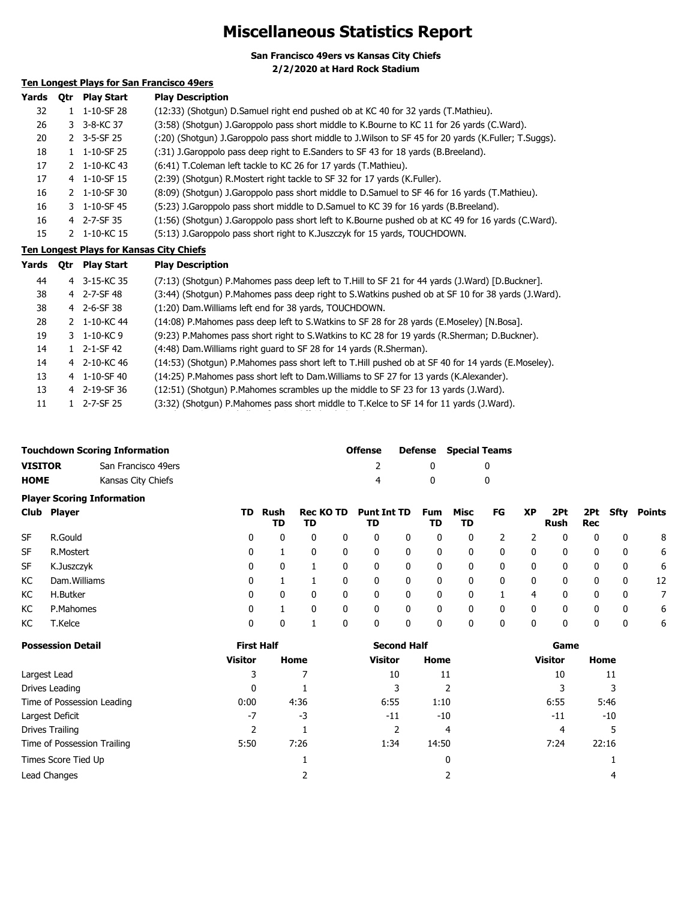# Miscellaneous Statistics Report

**San Francisco 49ers vs Kansas City Chiefs**
**2/2/2020 at Hard Rock Stadium**

**Ten Longest Plays for San Francisco 49ers**

| Yards | Qtr | Play Start | Play Description |
|---|---|---|---|
| 32 | 1 | 1-10-SF 28 | (12:33) (Shotgun) D.Samuel right end pushed ob at KC 40 for 32 yards (T.Mathieu). |
| 26 | 3 | 3-8-KC 37 | (3:58) (Shotgun) J.Garoppolo pass short middle to K.Bourne to KC 11 for 26 yards (C.Ward). |
| 20 | 2 | 3-5-SF 25 | (:20) (Shotgun) J.Garoppolo pass short middle to J.Wilson to SF 45 for 20 yards (K.Fuller; T.Suggs). |
| 18 | 1 | 1-10-SF 25 | (:31) J.Garoppolo pass deep right to E.Sanders to SF 43 for 18 yards (B.Breeland). |
| 17 | 2 | 1-10-KC 43 | (6:41) T.Coleman left tackle to KC 26 for 17 yards (T.Mathieu). |
| 17 | 4 | 1-10-SF 15 | (2:39) (Shotgun) R.Mostert right tackle to SF 32 for 17 yards (K.Fuller). |
| 16 | 2 | 1-10-SF 30 | (8:09) (Shotgun) J.Garoppolo pass short middle to D.Samuel to SF 46 for 16 yards (T.Mathieu). |
| 16 | 3 | 1-10-SF 45 | (5:23) J.Garoppolo pass short middle to D.Samuel to KC 39 for 16 yards (B.Breeland). |
| 16 | 4 | 2-7-SF 35 | (1:56) (Shotgun) J.Garoppolo pass short left to K.Bourne pushed ob at KC 49 for 16 yards (C.Ward). |
| 15 | 2 | 1-10-KC 15 | (5:13) J.Garoppolo pass short right to K.Juszczyk for 15 yards, TOUCHDOWN. |

**Ten Longest Plays for Kansas City Chiefs**

| Yards | Qtr | Play Start | Play Description |
|---|---|---|---|
| 44 | 4 | 3-15-KC 35 | (7:13) (Shotgun) P.Mahomes pass deep left to T.Hill to SF 21 for 44 yards (J.Ward) [D.Buckner]. |
| 38 | 4 | 2-7-SF 48 | (3:44) (Shotgun) P.Mahomes pass deep right to S.Watkins pushed ob at SF 10 for 38 yards (J.Ward). |
| 38 | 4 | 2-6-SF 38 | (1:20) Dam.Williams left end for 38 yards, TOUCHDOWN. |
| 28 | 2 | 1-10-KC 44 | (14:08) P.Mahomes pass deep left to S.Watkins to SF 28 for 28 yards (E.Moseley) [N.Bosa]. |
| 19 | 3 | 1-10-KC 9 | (9:23) P.Mahomes pass short right to S.Watkins to KC 28 for 19 yards (R.Sherman; D.Buckner). |
| 14 | 1 | 2-1-SF 42 | (4:48) Dam.Williams right guard to SF 28 for 14 yards (R.Sherman). |
| 14 | 4 | 2-10-KC 46 | (14:53) (Shotgun) P.Mahomes pass short left to T.Hill pushed ob at SF 40 for 14 yards (E.Moseley). |
| 13 | 4 | 1-10-SF 40 | (14:25) P.Mahomes pass short left to Dam.Williams to SF 27 for 13 yards (K.Alexander). |
| 13 | 4 | 2-19-SF 36 | (12:51) (Shotgun) P.Mahomes scrambles up the middle to SF 23 for 13 yards (J.Ward). |
| 11 | 1 | 2-7-SF 25 | (3:32) (Shotgun) P.Mahomes pass short middle to T.Kelce to SF 14 for 11 yards (J.Ward). |

**Touchdown Scoring Information**

| | | Offense | Defense | Special Teams |
|---|---|---|---|---|
| **VISITOR** | San Francisco 49ers | 2 | 0 | 0 |
| **HOME** | Kansas City Chiefs | 4 | 0 | 0 |

**Player Scoring Information**

| Club | Player | TD | Rush TD | Rec TD | KO TD | Punt TD | Int TD | Fum TD | Misc TD | FG | XP | 2Pt Rush | 2Pt Rec | Sfty | Points |
|---|---|---|---|---|---|---|---|---|---|---|---|---|---|---|---|
| SF | R.Gould | 0 | 0 | 0 | 0 | 0 | 0 | 0 | 0 | 2 | 2 | 0 | 0 | 0 | 8 |
| SF | R.Mostert | 0 | 1 | 0 | 0 | 0 | 0 | 0 | 0 | 0 | 0 | 0 | 0 | 0 | 6 |
| SF | K.Juszczyk | 0 | 0 | 1 | 0 | 0 | 0 | 0 | 0 | 0 | 0 | 0 | 0 | 0 | 6 |
| KC | Dam.Williams | 0 | 1 | 1 | 0 | 0 | 0 | 0 | 0 | 0 | 0 | 0 | 0 | 0 | 12 |
| KC | H.Butker | 0 | 0 | 0 | 0 | 0 | 0 | 0 | 0 | 1 | 4 | 0 | 0 | 0 | 7 |
| KC | P.Mahomes | 0 | 1 | 0 | 0 | 0 | 0 | 0 | 0 | 0 | 0 | 0 | 0 | 0 | 6 |
| KC | T.Kelce | 0 | 0 | 1 | 0 | 0 | 0 | 0 | 0 | 0 | 0 | 0 | 0 | 0 | 6 |

**Possession Detail**

| | First Half | | Second Half | | Game | |
|---|---|---|---|---|---|---|
| | **Visitor** | **Home** | **Visitor** | **Home** | **Visitor** | **Home** |
| Largest Lead | 3 | 7 | 10 | 11 | 10 | 11 |
| Drives Leading | 0 | 1 | 3 | 2 | 3 | 3 |
| Time of Possession Leading | 0:00 | 4:36 | 6:55 | 1:10 | 6:55 | 5:46 |
| Largest Deficit | -7 | -3 | -11 | -10 | -11 | -10 |
| Drives Trailing | 2 | 1 | 2 | 4 | 4 | 5 |
| Time of Possession Trailing | 5:50 | 7:26 | 1:34 | 14:50 | 7:24 | 22:16 |
| Times Score Tied Up | | 1 | | 0 | | 1 |
| Lead Changes | | 2 | | 2 | | 4 |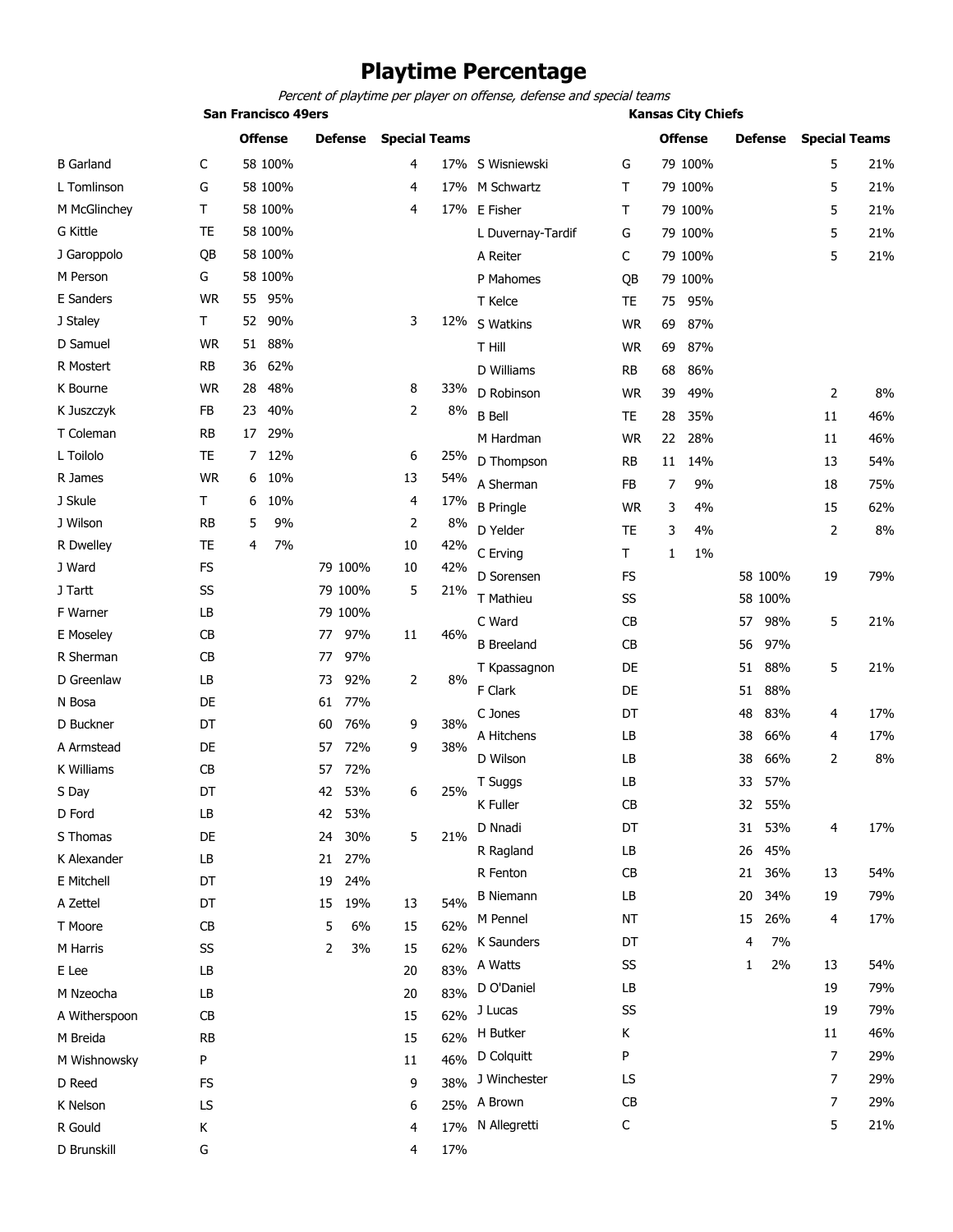# Playtime Percentage

*Percent of playtime per player on offense, defense and special teams*

**San Francisco 49ers**

| Player | Pos | Offense | | Defense | | Special Teams | |
|---|---|---|---|---|---|---|---|
| B Garland | C | 58 | 100% | | | 4 | 17% |
| L Tomlinson | G | 58 | 100% | | | 4 | 17% |
| M McGlinchey | T | 58 | 100% | | | 4 | 17% |
| G Kittle | TE | 58 | 100% | | | | |
| J Garoppolo | QB | 58 | 100% | | | | |
| M Person | G | 58 | 100% | | | | |
| E Sanders | WR | 55 | 95% | | | | |
| J Staley | T | 52 | 90% | | | 3 | 12% |
| D Samuel | WR | 51 | 88% | | | | |
| R Mostert | RB | 36 | 62% | | | | |
| K Bourne | WR | 28 | 48% | | | 8 | 33% |
| K Juszczyk | FB | 23 | 40% | | | 2 | 8% |
| T Coleman | RB | 17 | 29% | | | | |
| L Toilolo | TE | 7 | 12% | | | 6 | 25% |
| R James | WR | 6 | 10% | | | 13 | 54% |
| J Skule | T | 6 | 10% | | | 4 | 17% |
| J Wilson | RB | 5 | 9% | | | 2 | 8% |
| R Dwelley | TE | 4 | 7% | | | 10 | 42% |
| J Ward | FS | | | 79 | 100% | 10 | 42% |
| J Tartt | SS | | | 79 | 100% | 5 | 21% |
| F Warner | LB | | | 79 | 100% | | |
| E Moseley | CB | | | 77 | 97% | 11 | 46% |
| R Sherman | CB | | | 77 | 97% | | |
| D Greenlaw | LB | | | 73 | 92% | 2 | 8% |
| N Bosa | DE | | | 61 | 77% | | |
| D Buckner | DT | | | 60 | 76% | 9 | 38% |
| A Armstead | DE | | | 57 | 72% | 9 | 38% |
| K Williams | CB | | | 57 | 72% | | |
| S Day | DT | | | 42 | 53% | 6 | 25% |
| D Ford | LB | | | 42 | 53% | | |
| S Thomas | DE | | | 24 | 30% | 5 | 21% |
| K Alexander | LB | | | 21 | 27% | | |
| E Mitchell | DT | | | 19 | 24% | | |
| A Zettel | DT | | | 15 | 19% | 13 | 54% |
| T Moore | CB | | | 5 | 6% | 15 | 62% |
| M Harris | SS | | | 2 | 3% | 15 | 62% |
| E Lee | LB | | | | | 20 | 83% |
| M Nzeocha | LB | | | | | 20 | 83% |
| A Witherspoon | CB | | | | | 15 | 62% |
| M Breida | RB | | | | | 15 | 62% |
| M Wishnowsky | P | | | | | 11 | 46% |
| D Reed | FS | | | | | 9 | 38% |
| K Nelson | LS | | | | | 6 | 25% |
| R Gould | K | | | | | 4 | 17% |
| D Brunskill | G | | | | | 4 | 17% |

**Kansas City Chiefs**

| Player | Pos | Offense | | Defense | | Special Teams | |
|---|---|---|---|---|---|---|---|
| S Wisniewski | G | 79 | 100% | | | 5 | 21% |
| M Schwartz | T | 79 | 100% | | | 5 | 21% |
| E Fisher | T | 79 | 100% | | | 5 | 21% |
| L Duvernay-Tardif | G | 79 | 100% | | | 5 | 21% |
| A Reiter | C | 79 | 100% | | | 5 | 21% |
| P Mahomes | QB | 79 | 100% | | | | |
| T Kelce | TE | 75 | 95% | | | | |
| S Watkins | WR | 69 | 87% | | | | |
| T Hill | WR | 69 | 87% | | | | |
| D Williams | RB | 68 | 86% | | | | |
| D Robinson | WR | 39 | 49% | | | 2 | 8% |
| B Bell | TE | 28 | 35% | | | 11 | 46% |
| M Hardman | WR | 22 | 28% | | | 11 | 46% |
| D Thompson | RB | 11 | 14% | | | 13 | 54% |
| A Sherman | FB | 7 | 9% | | | 18 | 75% |
| B Pringle | WR | 3 | 4% | | | 15 | 62% |
| D Yelder | TE | 3 | 4% | | | 2 | 8% |
| C Erving | T | 1 | 1% | | | | |
| D Sorensen | FS | | | 58 | 100% | 19 | 79% |
| T Mathieu | SS | | | 58 | 100% | | |
| C Ward | CB | | | 57 | 98% | 5 | 21% |
| B Breeland | CB | | | 56 | 97% | | |
| T Kpassagnon | DE | | | 51 | 88% | 5 | 21% |
| F Clark | DE | | | 51 | 88% | | |
| C Jones | DT | | | 48 | 83% | 4 | 17% |
| A Hitchens | LB | | | 38 | 66% | 4 | 17% |
| D Wilson | LB | | | 38 | 66% | 2 | 8% |
| T Suggs | LB | | | 33 | 57% | | |
| K Fuller | CB | | | 32 | 55% | | |
| D Nnadi | DT | | | 31 | 53% | 4 | 17% |
| R Ragland | LB | | | 26 | 45% | | |
| R Fenton | CB | | | 21 | 36% | 13 | 54% |
| B Niemann | LB | | | 20 | 34% | 19 | 79% |
| M Pennel | NT | | | 15 | 26% | 4 | 17% |
| K Saunders | DT | | | 4 | 7% | | |
| A Watts | SS | | | 1 | 2% | 13 | 54% |
| D O'Daniel | LB | | | | | 19 | 79% |
| J Lucas | SS | | | | | 19 | 79% |
| H Butker | K | | | | | 11 | 46% |
| D Colquitt | P | | | | | 7 | 29% |
| J Winchester | LS | | | | | 7 | 29% |
| A Brown | CB | | | | | 7 | 29% |
| N Allegretti | C | | | | | 5 | 21% |